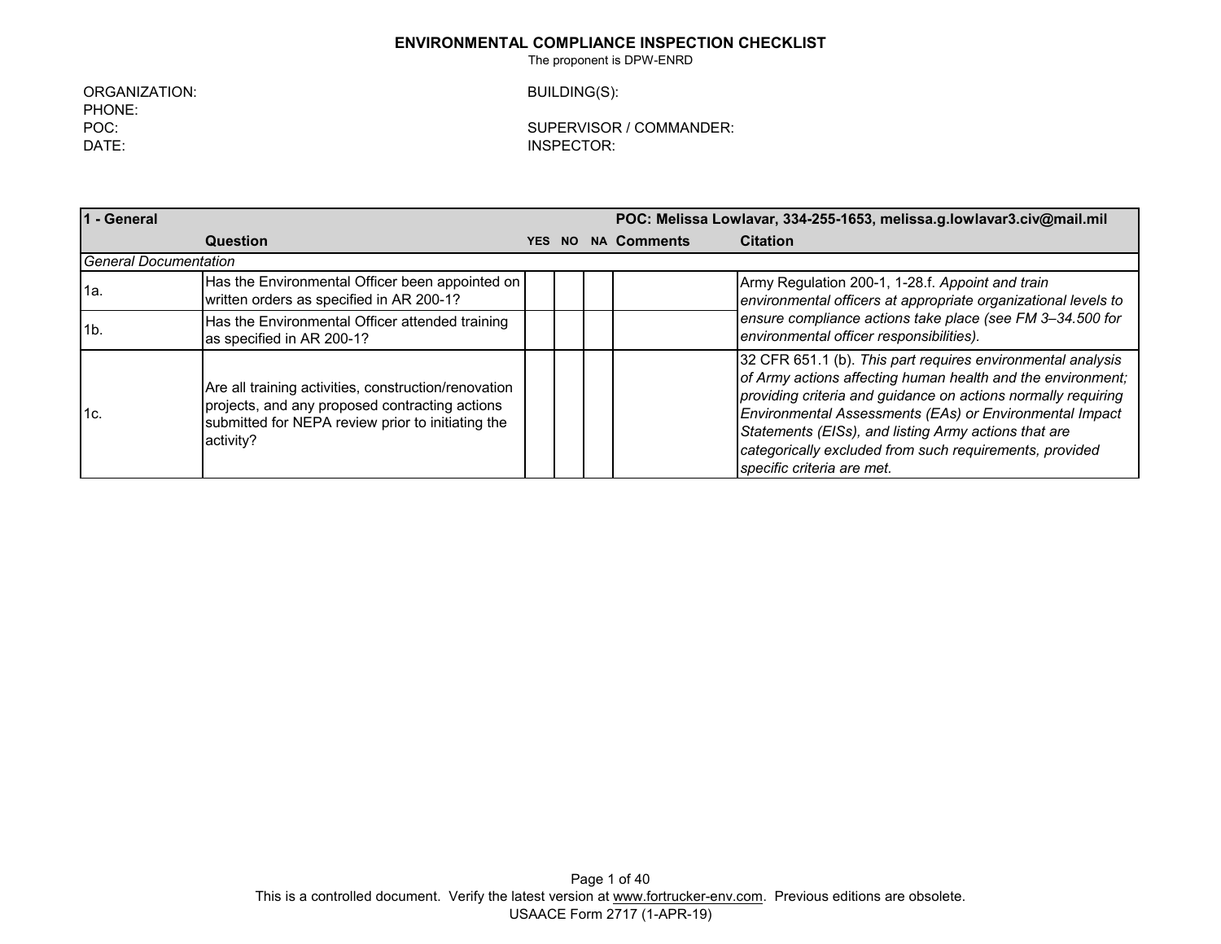# ENVIRONMENTAL COMPLIANCE INSPECTION CHECKLIST

The proponent is DPW-ENRD

ORGANIZATION:
PHONE:
POC:
DATE:

BUILDING(S):

SUPERVISOR / COMMANDER:
INSPECTOR:

| 1 - General | | | | | | POC: Melissa Lowlavar, 334-255-1653, melissa.g.lowlavar3.civ@mail.mil |
|---|---|---|---|---|---|---|
| | **Question** | **YES** | **NO** | **NA** | **Comments** | **Citation** |
| *General Documentation* | | | | | | |
| 1a. | Has the Environmental Officer been appointed on written orders as specified in AR 200-1? | | | | | Army Regulation 200-1, 1-28.f. *Appoint and train environmental officers at appropriate organizational levels to ensure compliance actions take place (see FM 3–34.500 for environmental officer responsibilities).* |
| 1b. | Has the Environmental Officer attended training as specified in AR 200-1? | | | | | |
| 1c. | Are all training activities, construction/renovation projects, and any proposed contracting actions submitted for NEPA review prior to initiating the activity? | | | | | 32 CFR 651.1 (b). *This part requires environmental analysis of Army actions affecting human health and the environment; providing criteria and guidance on actions normally requiring Environmental Assessments (EAs) or Environmental Impact Statements (EISs), and listing Army actions that are categorically excluded from such requirements, provided specific criteria are met.* |

This is a controlled document. Verify the latest version at www.fortrucker-env.com. Previous editions are obsolete.
USAACE Form 2717 (1-APR-19)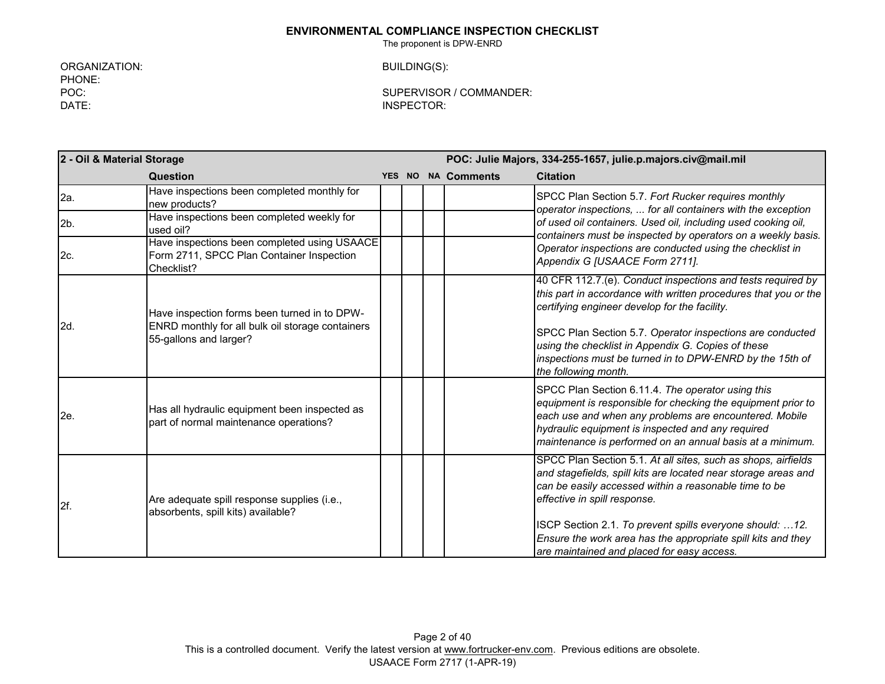**ENVIRONMENTAL COMPLIANCE INSPECTION CHECKLIST**

The proponent is DPW-ENRD

ORGANIZATION:
PHONE:
POC:
DATE:

BUILDING(S):

SUPERVISOR / COMMANDER:
INSPECTOR:

| **2 - Oil & Material Storage** | | | | | | **POC: Julie Majors, 334-255-1657, julie.p.majors.civ@mail.mil** |
|---|---|---|---|---|---|---|
| | **Question** | **YES** | **NO** | **NA** | **Comments** | **Citation** |
| 2a. | Have inspections been completed monthly for new products? | | | | | SPCC Plan Section 5.7. *Fort Rucker requires monthly operator inspections, ... for all containers with the exception of used oil containers. Used oil, including used cooking oil, containers must be inspected by operators on a weekly basis. Operator inspections are conducted using the checklist in Appendix G [USAACE Form 2711].* |
| 2b. | Have inspections been completed weekly for used oil? | | | | | |
| 2c. | Have inspections been completed using USAACE Form 2711, SPCC Plan Container Inspection Checklist? | | | | | |
| 2d. | Have inspection forms been turned in to DPW-ENRD monthly for all bulk oil storage containers 55-gallons and larger? | | | | | 40 CFR 112.7.(e). *Conduct inspections and tests required by this part in accordance with written procedures that you or the certifying engineer develop for the facility.*<br><br>SPCC Plan Section 5.7. *Operator inspections are conducted using the checklist in Appendix G. Copies of these inspections must be turned in to DPW-ENRD by the 15th of the following month.* |
| 2e. | Has all hydraulic equipment been inspected as part of normal maintenance operations? | | | | | SPCC Plan Section 6.11.4. *The operator using this equipment is responsible for checking the equipment prior to each use and when any problems are encountered. Mobile hydraulic equipment is inspected and any required maintenance is performed on an annual basis at a minimum.* |
| 2f. | Are adequate spill response supplies (i.e., absorbents, spill kits) available? | | | | | SPCC Plan Section 5.1. *At all sites, such as shops, airfields and stagefields, spill kits are located near storage areas and can be easily accessed within a reasonable time to be effective in spill response.*<br><br>ISCP Section 2.1. *To prevent spills everyone should: …12. Ensure the work area has the appropriate spill kits and they are maintained and placed for easy access.* |

This is a controlled document. Verify the latest version at www.fortrucker-env.com. Previous editions are obsolete.

USAACE Form 2717 (1-APR-19)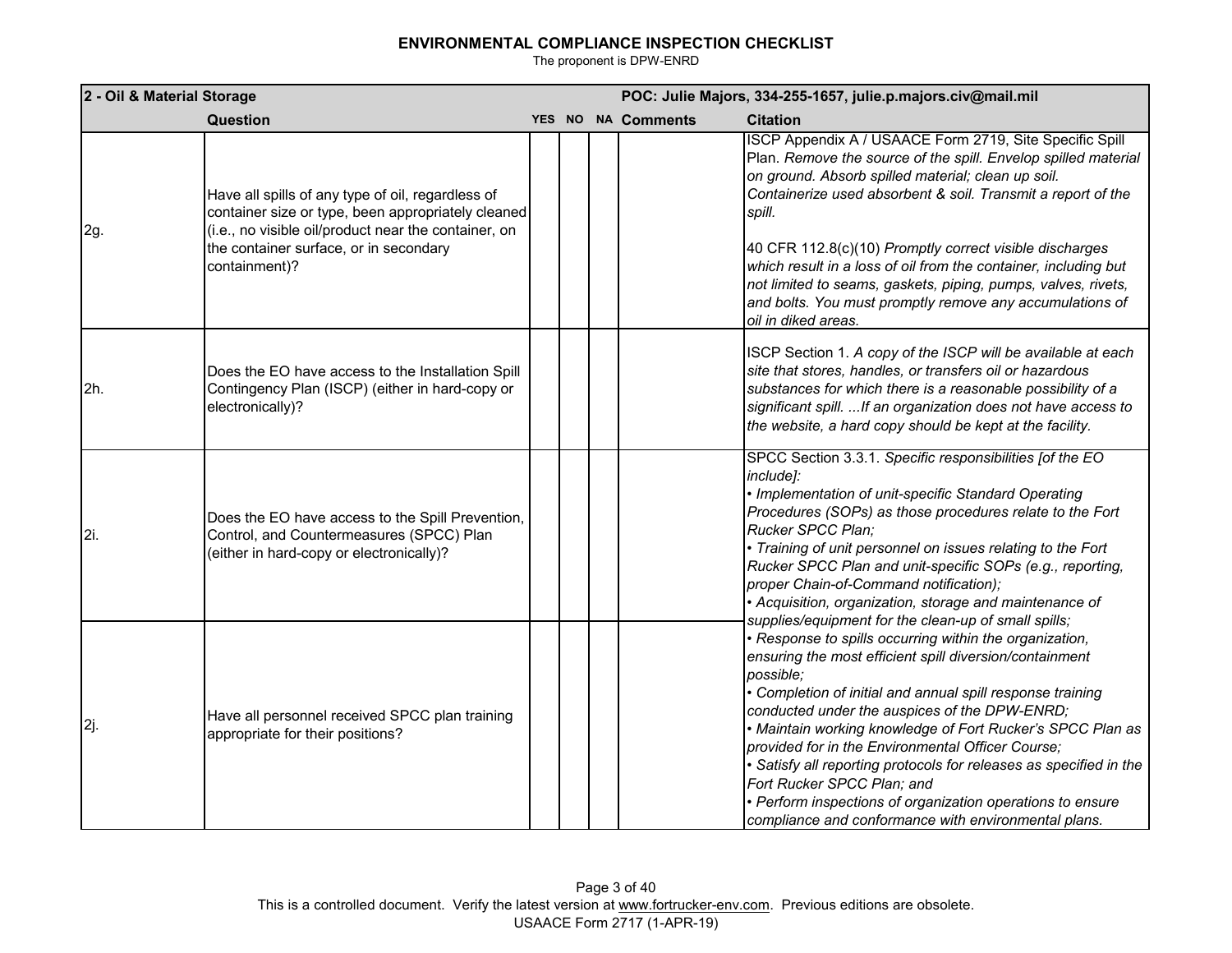# ENVIRONMENTAL COMPLIANCE INSPECTION CHECKLIST

The proponent is DPW-ENRD

| 2 - Oil & Material Storage | | | | | | POC: Julie Majors, 334-255-1657, julie.p.majors.civ@mail.mil |
|---|---|---|---|---|---|---|
| | **Question** | **YES** | **NO** | **NA** | **Comments** | **Citation** |
| 2g. | Have all spills of any type of oil, regardless of container size or type, been appropriately cleaned (i.e., no visible oil/product near the container, on the container surface, or in secondary containment)? | | | | | ISCP Appendix A / USAACE Form 2719, Site Specific Spill Plan. *Remove the source of the spill. Envelop spilled material on ground. Absorb spilled material; clean up soil. Containerize used absorbent & soil. Transmit a report of the spill.*<br><br>40 CFR 112.8(c)(10) *Promptly correct visible discharges which result in a loss of oil from the container, including but not limited to seams, gaskets, piping, pumps, valves, rivets, and bolts. You must promptly remove any accumulations of oil in diked areas.* |
| 2h. | Does the EO have access to the Installation Spill Contingency Plan (ISCP) (either in hard-copy or electronically)? | | | | | ISCP Section 1. *A copy of the ISCP will be available at each site that stores, handles, or transfers oil or hazardous substances for which there is a reasonable possibility of a significant spill. ...If an organization does not have access to the website, a hard copy should be kept at the facility.* |
| 2i. | Does the EO have access to the Spill Prevention, Control, and Countermeasures (SPCC) Plan (either in hard-copy or electronically)? | | | | | SPCC Section 3.3.1. *Specific responsibilities [of the EO include]:*<br>*• Implementation of unit-specific Standard Operating Procedures (SOPs) as those procedures relate to the Fort Rucker SPCC Plan;*<br>*• Training of unit personnel on issues relating to the Fort Rucker SPCC Plan and unit-specific SOPs (e.g., reporting, proper Chain-of-Command notification);*<br>*• Acquisition, organization, storage and maintenance of supplies/equipment for the clean-up of small spills;*<br>*• Response to spills occurring within the organization, ensuring the most efficient spill diversion/containment possible;*<br>*• Completion of initial and annual spill response training conducted under the auspices of the DPW-ENRD;*<br>*• Maintain working knowledge of Fort Rucker's SPCC Plan as provided for in the Environmental Officer Course;*<br>*• Satisfy all reporting protocols for releases as specified in the Fort Rucker SPCC Plan; and*<br>*• Perform inspections of organization operations to ensure compliance and conformance with environmental plans.* |
| 2j. | Have all personnel received SPCC plan training appropriate for their positions? | | | | | |

This is a controlled document. Verify the latest version at www.fortrucker-env.com. Previous editions are obsolete.
USAACE Form 2717 (1-APR-19)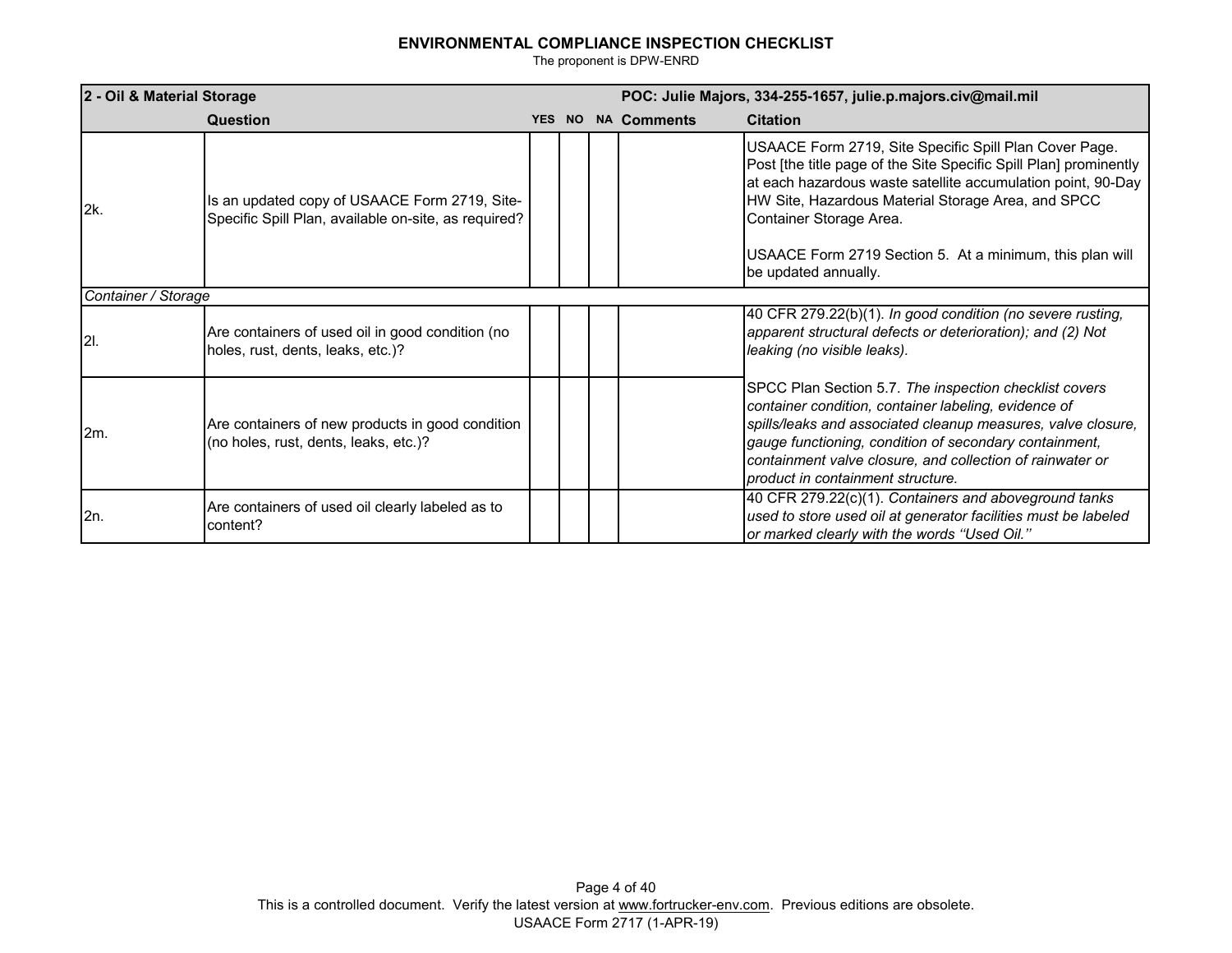**ENVIRONMENTAL COMPLIANCE INSPECTION CHECKLIST**

The proponent is DPW-ENRD

| 2 - Oil & Material Storage | | | | | POC: Julie Majors, 334-255-1657, julie.p.majors.civ@mail.mil | |
|---|---|---|---|---|---|---|
| | **Question** | **YES** | **NO** | **NA** | **Comments** | **Citation** |
| 2k. | Is an updated copy of USAACE Form 2719, Site-Specific Spill Plan, available on-site, as required? | | | | | USAACE Form 2719, Site Specific Spill Plan Cover Page. Post [the title page of the Site Specific Spill Plan] prominently at each hazardous waste satellite accumulation point, 90-Day HW Site, Hazardous Material Storage Area, and SPCC Container Storage Area.<br><br>USAACE Form 2719 Section 5. At a minimum, this plan will be updated annually. |
| *Container / Storage* | | | | | | |
| 2l. | Are containers of used oil in good condition (no holes, rust, dents, leaks, etc.)? | | | | | 40 CFR 279.22(b)(1). *In good condition (no severe rusting, apparent structural defects or deterioration); and (2) Not leaking (no visible leaks).*<br><br>SPCC Plan Section 5.7. *The inspection checklist covers container condition, container labeling, evidence of spills/leaks and associated cleanup measures, valve closure, gauge functioning, condition of secondary containment, containment valve closure, and collection of rainwater or product in containment structure.* |
| 2m. | Are containers of new products in good condition (no holes, rust, dents, leaks, etc.)? | | | | | |
| 2n. | Are containers of used oil clearly labeled as to content? | | | | | 40 CFR 279.22(c)(1). *Containers and aboveground tanks used to store used oil at generator facilities must be labeled or marked clearly with the words ''Used Oil.''* |

This is a controlled document. Verify the latest version at www.fortrucker-env.com. Previous editions are obsolete.

USAACE Form 2717 (1-APR-19)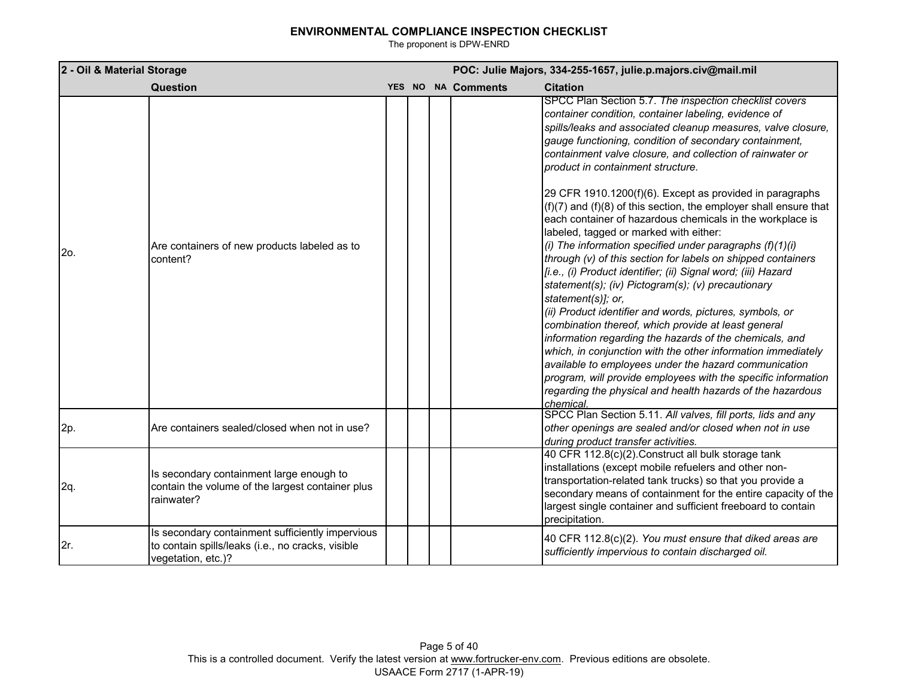# ENVIRONMENTAL COMPLIANCE INSPECTION CHECKLIST

The proponent is DPW-ENRD

| 2 - Oil & Material Storage | | | | | POC: Julie Majors, 334-255-1657, julie.p.majors.civ@mail.mil | |
|---|---|---|---|---|---|---|
| | **Question** | **YES** | **NO** | **NA** | **Comments** | **Citation** |
| 2o. | Are containers of new products labeled as to content? | | | | | SPCC Plan Section 5.7. *The inspection checklist covers container condition, container labeling, evidence of spills/leaks and associated cleanup measures, valve closure, gauge functioning, condition of secondary containment, containment valve closure, and collection of rainwater or product in containment structure.*<br><br>29 CFR 1910.1200(f)(6). Except as provided in paragraphs (f)(7) and (f)(8) of this section, the employer shall ensure that each container of hazardous chemicals in the workplace is labeled, tagged or marked with either:<br>*(i) The information specified under paragraphs (f)(1)(i) through (v) of this section for labels on shipped containers [i.e., (i) Product identifier; (ii) Signal word; (iii) Hazard statement(s); (iv) Pictogram(s); (v) precautionary statement(s)]; or,*<br>*(ii) Product identifier and words, pictures, symbols, or combination thereof, which provide at least general information regarding the hazards of the chemicals, and which, in conjunction with the other information immediately available to employees under the hazard communication program, will provide employees with the specific information regarding the physical and health hazards of the hazardous chemical.* |
| 2p. | Are containers sealed/closed when not in use? | | | | | SPCC Plan Section 5.11. *All valves, fill ports, lids and any other openings are sealed and/or closed when not in use during product transfer activities.* |
| 2q. | Is secondary containment large enough to contain the volume of the largest container plus rainwater? | | | | | 40 CFR 112.8(c)(2).Construct all bulk storage tank installations (except mobile refuelers and other non-transportation-related tank trucks) so that you provide a secondary means of containment for the entire capacity of the largest single container and sufficient freeboard to contain precipitation. |
| 2r. | Is secondary containment sufficiently impervious to contain spills/leaks (i.e., no cracks, visible vegetation, etc.)? | | | | | 40 CFR 112.8(c)(2). *You must ensure that diked areas are sufficiently impervious to contain discharged oil.* |

This is a controlled document. Verify the latest version at www.fortrucker-env.com. Previous editions are obsolete.

USAACE Form 2717 (1-APR-19)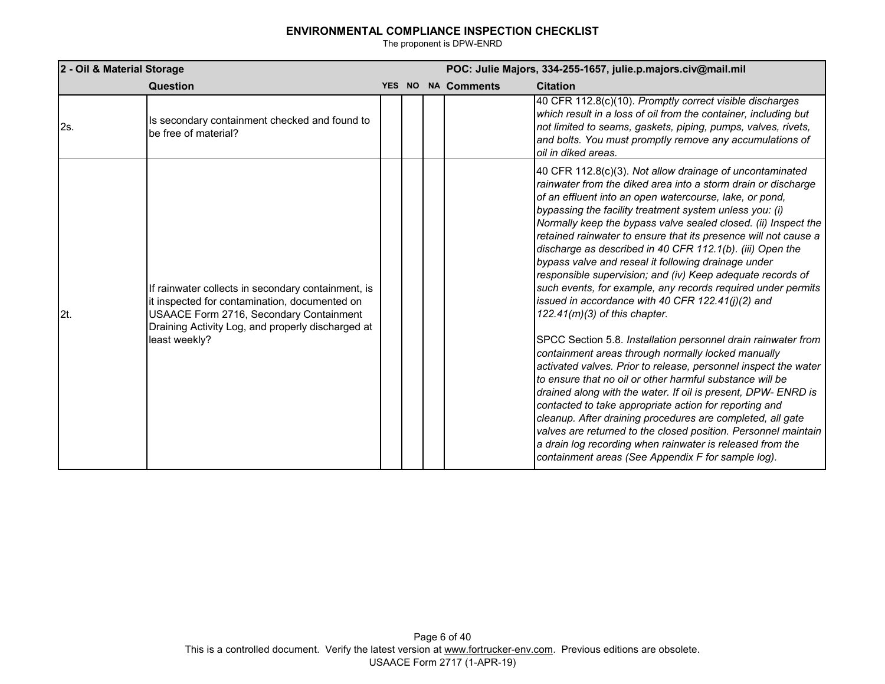## ENVIRONMENTAL COMPLIANCE INSPECTION CHECKLIST

The proponent is DPW-ENRD

| 2 - Oil & Material Storage | | | | | POC: Julie Majors, 334-255-1657, julie.p.majors.civ@mail.mil | |
|---|---|---|---|---|---|---|
| | **Question** | **YES** | **NO** | **NA** | **Comments** | **Citation** |
| 2s. | Is secondary containment checked and found to be free of material? | | | | | 40 CFR 112.8(c)(10). *Promptly correct visible discharges which result in a loss of oil from the container, including but not limited to seams, gaskets, piping, pumps, valves, rivets, and bolts. You must promptly remove any accumulations of oil in diked areas.* |
| 2t. | If rainwater collects in secondary containment, is it inspected for contamination, documented on USAACE Form 2716, Secondary Containment Draining Activity Log, and properly discharged at least weekly? | | | | | 40 CFR 112.8(c)(3). *Not allow drainage of uncontaminated rainwater from the diked area into a storm drain or discharge of an effluent into an open watercourse, lake, or pond, bypassing the facility treatment system unless you: (i) Normally keep the bypass valve sealed closed. (ii) Inspect the retained rainwater to ensure that its presence will not cause a discharge as described in 40 CFR 112.1(b). (iii) Open the bypass valve and reseal it following drainage under responsible supervision; and (iv) Keep adequate records of such events, for example, any records required under permits issued in accordance with 40 CFR 122.41(j)(2) and 122.41(m)(3) of this chapter.*<br><br>SPCC Section 5.8. *Installation personnel drain rainwater from containment areas through normally locked manually activated valves. Prior to release, personnel inspect the water to ensure that no oil or other harmful substance will be drained along with the water. If oil is present, DPW- ENRD is contacted to take appropriate action for reporting and cleanup. After draining procedures are completed, all gate valves are returned to the closed position. Personnel maintain a drain log recording when rainwater is released from the containment areas (See Appendix F for sample log).* |

This is a controlled document. Verify the latest version at www.fortrucker-env.com. Previous editions are obsolete.
USAACE Form 2717 (1-APR-19)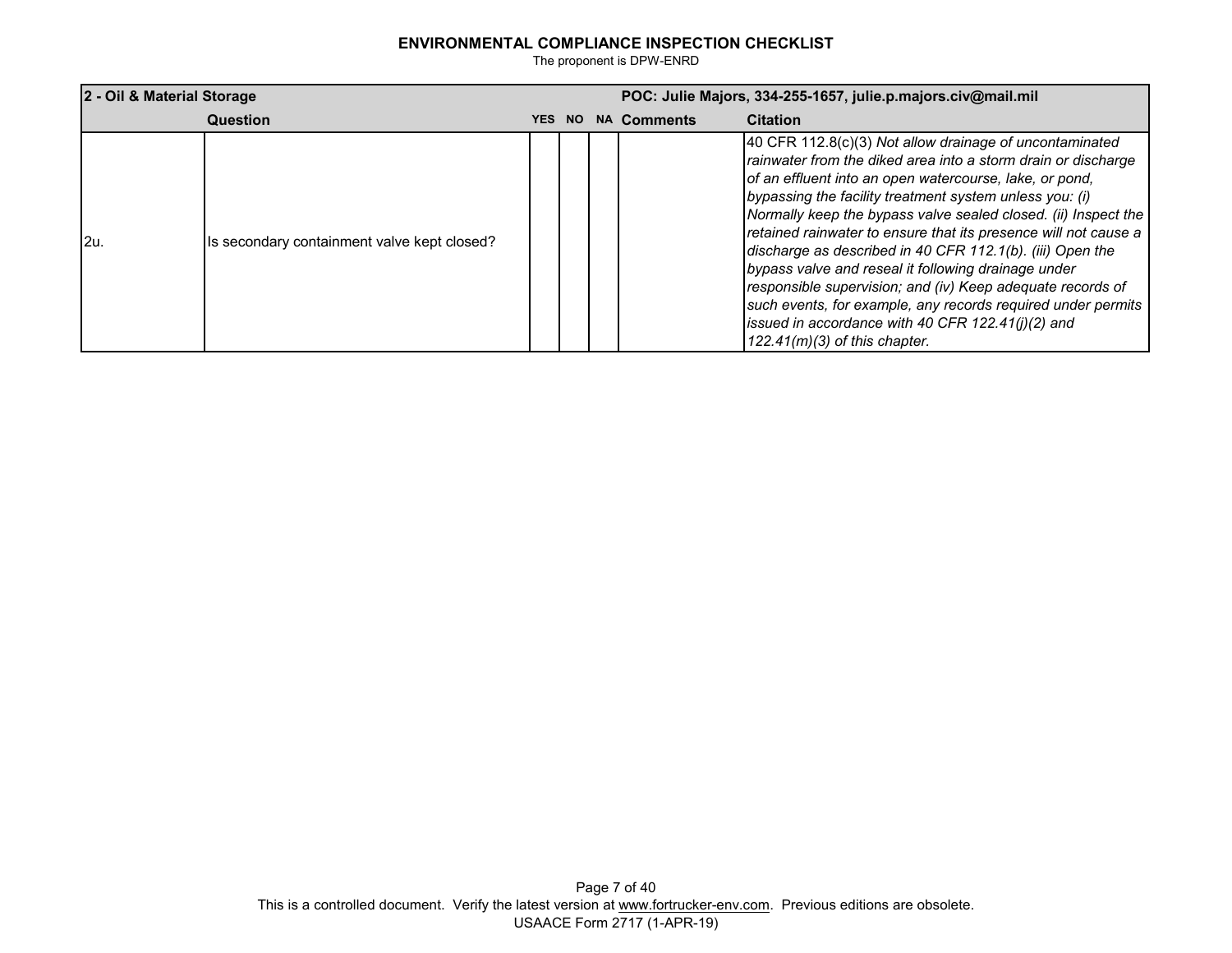## ENVIRONMENTAL COMPLIANCE INSPECTION CHECKLIST

The proponent is DPW-ENRD

| 2 - Oil & Material Storage | | | | | POC: Julie Majors, 334-255-1657, julie.p.majors.civ@mail.mil | |
|---|---|---|---|---|---|---|
| | **Question** | **YES** | **NO** | **NA** | **Comments** | **Citation** |
| 2u. | Is secondary containment valve kept closed? | | | | | 40 CFR 112.8(c)(3) *Not allow drainage of uncontaminated rainwater from the diked area into a storm drain or discharge of an effluent into an open watercourse, lake, or pond, bypassing the facility treatment system unless you: (i) Normally keep the bypass valve sealed closed. (ii) Inspect the retained rainwater to ensure that its presence will not cause a discharge as described in 40 CFR 112.1(b). (iii) Open the bypass valve and reseal it following drainage under responsible supervision; and (iv) Keep adequate records of such events, for example, any records required under permits issued in accordance with 40 CFR 122.41(j)(2) and 122.41(m)(3) of this chapter.* |

This is a controlled document. Verify the latest version at www.fortrucker-env.com. Previous editions are obsolete.

USAACE Form 2717 (1-APR-19)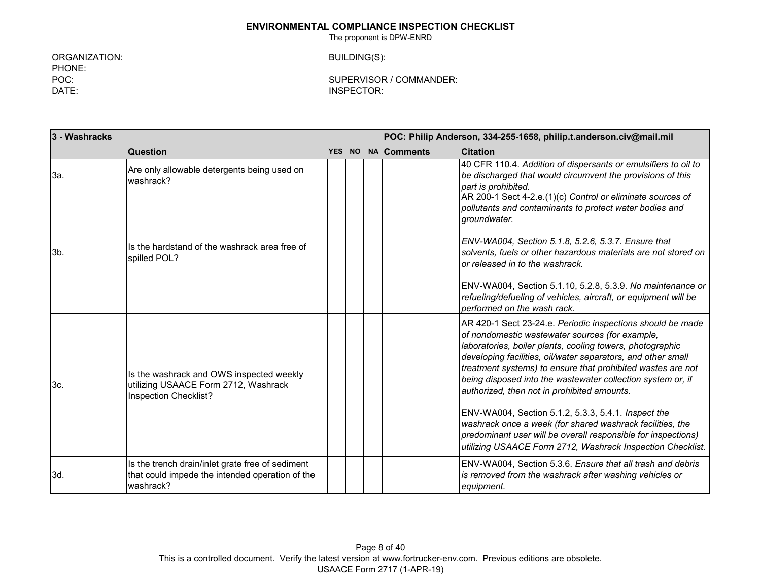**ENVIRONMENTAL COMPLIANCE INSPECTION CHECKLIST**

The proponent is DPW-ENRD

ORGANIZATION:
PHONE:
POC:
DATE:

BUILDING(S):

SUPERVISOR / COMMANDER:
INSPECTOR:

| 3 - Washracks | | | | | | POC: Philip Anderson, 334-255-1658, philip.t.anderson.civ@mail.mil |
|---|---|---|---|---|---|---|
| | **Question** | **YES** | **NO** | **NA** | **Comments** | **Citation** |
| 3a. | Are only allowable detergents being used on washrack? | | | | | 40 CFR 110.4. *Addition of dispersants or emulsifiers to oil to be discharged that would circumvent the provisions of this part is prohibited.* |
| 3b. | Is the hardstand of the washrack area free of spilled POL? | | | | | AR 200-1 Sect 4-2.e.(1)(c) *Control or eliminate sources of pollutants and contaminants to protect water bodies and groundwater.*<br><br>*ENV-WA004, Section 5.1.8, 5.2.6, 5.3.7. Ensure that solvents, fuels or other hazardous materials are not stored on or released in to the washrack.*<br><br>ENV-WA004, Section 5.1.10, 5.2.8, 5.3.9. *No maintenance or refueling/defueling of vehicles, aircraft, or equipment will be performed on the wash rack.* |
| 3c. | Is the washrack and OWS inspected weekly utilizing USAACE Form 2712, Washrack Inspection Checklist? | | | | | AR 420-1 Sect 23-24.e. *Periodic inspections should be made of nondomestic wastewater sources (for example, laboratories, boiler plants, cooling towers, photographic developing facilities, oil/water separators, and other small treatment systems) to ensure that prohibited wastes are not being disposed into the wastewater collection system or, if authorized, then not in prohibited amounts.*<br><br>ENV-WA004, Section 5.1.2, 5.3.3, 5.4.1. *Inspect the washrack once a week (for shared washrack facilities, the predominant user will be overall responsible for inspections) utilizing USAACE Form 2712, Washrack Inspection Checklist.* |
| 3d. | Is the trench drain/inlet grate free of sediment that could impede the intended operation of the washrack? | | | | | ENV-WA004, Section 5.3.6. *Ensure that all trash and debris is removed from the washrack after washing vehicles or equipment.* |

This is a controlled document. Verify the latest version at www.fortrucker-env.com. Previous editions are obsolete.
USAACE Form 2717 (1-APR-19)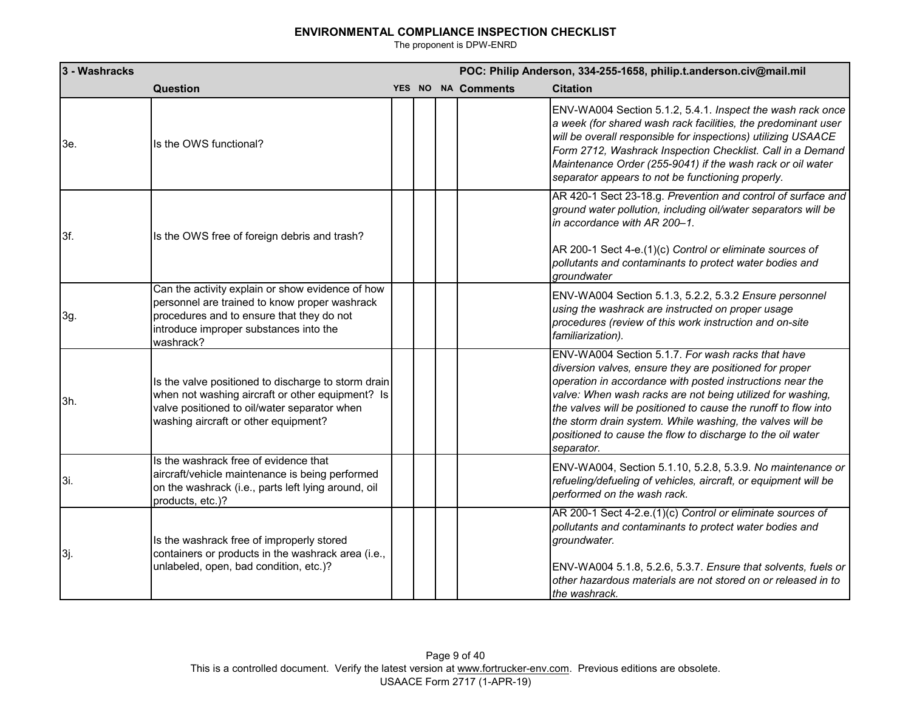**ENVIRONMENTAL COMPLIANCE INSPECTION CHECKLIST**

The proponent is DPW-ENRD

| 3 - Washracks | | | | | | POC: Philip Anderson, 334-255-1658, philip.t.anderson.civ@mail.mil |
|---|---|---|---|---|---|---|
| | **Question** | **YES** | **NO** | **NA** | **Comments** | **Citation** |
| 3e. | Is the OWS functional? | | | | | ENV-WA004 Section 5.1.2, 5.4.1. *Inspect the wash rack once a week (for shared wash rack facilities, the predominant user will be overall responsible for inspections) utilizing USAACE Form 2712, Washrack Inspection Checklist. Call in a Demand Maintenance Order (255-9041) if the wash rack or oil water separator appears to not be functioning properly.* |
| 3f. | Is the OWS free of foreign debris and trash? | | | | | AR 420-1 Sect 23-18.g. *Prevention and control of surface and ground water pollution, including oil/water separators will be in accordance with AR 200–1.*<br><br>AR 200-1 Sect 4-e.(1)(c) *Control or eliminate sources of pollutants and contaminants to protect water bodies and groundwater* |
| 3g. | Can the activity explain or show evidence of how personnel are trained to know proper washrack procedures and to ensure that they do not introduce improper substances into the washrack? | | | | | ENV-WA004 Section 5.1.3, 5.2.2, 5.3.2 *Ensure personnel using the washrack are instructed on proper usage procedures (review of this work instruction and on-site familiarization).* |
| 3h. | Is the valve positioned to discharge to storm drain when not washing aircraft or other equipment? Is valve positioned to oil/water separator when washing aircraft or other equipment? | | | | | ENV-WA004 Section 5.1.7. *For wash racks that have diversion valves, ensure they are positioned for proper operation in accordance with posted instructions near the valve: When wash racks are not being utilized for washing, the valves will be positioned to cause the runoff to flow into the storm drain system. While washing, the valves will be positioned to cause the flow to discharge to the oil water separator.* |
| 3i. | Is the washrack free of evidence that aircraft/vehicle maintenance is being performed on the washrack (i.e., parts left lying around, oil products, etc.)? | | | | | ENV-WA004, Section 5.1.10, 5.2.8, 5.3.9. *No maintenance or refueling/defueling of vehicles, aircraft, or equipment will be performed on the wash rack.* |
| 3j. | Is the washrack free of improperly stored containers or products in the washrack area (i.e., unlabeled, open, bad condition, etc.)? | | | | | AR 200-1 Sect 4-2.e.(1)(c) *Control or eliminate sources of pollutants and contaminants to protect water bodies and groundwater.*<br><br>ENV-WA004 5.1.8, 5.2.6, 5.3.7. *Ensure that solvents, fuels or other hazardous materials are not stored on or released in to the washrack.* |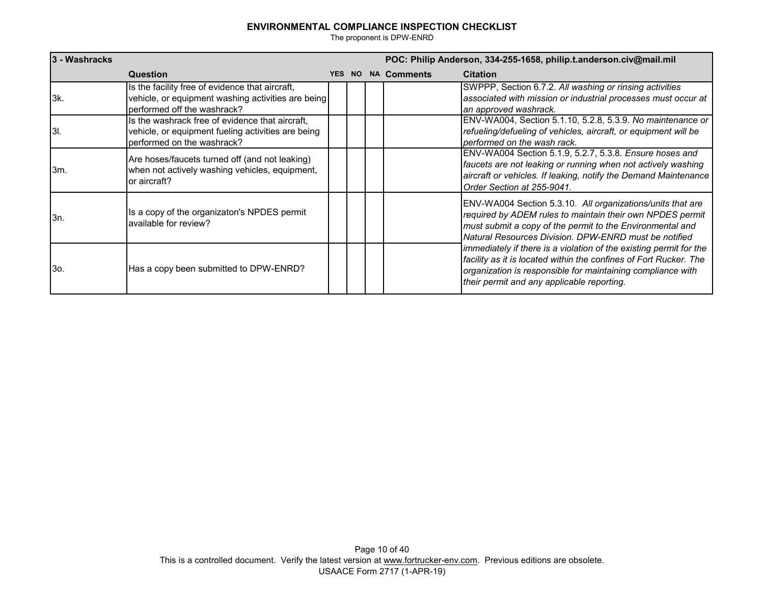# ENVIRONMENTAL COMPLIANCE INSPECTION CHECKLIST

The proponent is DPW-ENRD

| 3 - Washracks | | | | | | POC: Philip Anderson, 334-255-1658, philip.t.anderson.civ@mail.mil |
|---|---|---|---|---|---|---|
| | **Question** | **YES** | **NO** | **NA** | **Comments** | **Citation** |
| 3k. | Is the facility free of evidence that aircraft, vehicle, or equipment washing activities are being performed off the washrack? | | | | | SWPPP, Section 6.7.2. *All washing or rinsing activities associated with mission or industrial processes must occur at an approved washrack.* |
| 3l. | Is the washrack free of evidence that aircraft, vehicle, or equipment fueling activities are being performed on the washrack? | | | | | ENV-WA004, Section 5.1.10, 5.2.8, 5.3.9. *No maintenance or refueling/defueling of vehicles, aircraft, or equipment will be performed on the wash rack.* |
| 3m. | Are hoses/faucets turned off (and not leaking) when not actively washing vehicles, equipment, or aircraft? | | | | | ENV-WA004 Section 5.1.9, 5.2.7, 5.3.8. *Ensure hoses and faucets are not leaking or running when not actively washing aircraft or vehicles. If leaking, notify the Demand Maintenance Order Section at 255-9041.* |
| 3n. | Is a copy of the organizaton's NPDES permit available for review? | | | | | ENV-WA004 Section 5.3.10. *All organizations/units that are required by ADEM rules to maintain their own NPDES permit must submit a copy of the permit to the Environmental and Natural Resources Division. DPW-ENRD must be notified immediately if there is a violation of the existing permit for the facility as it is located within the confines of Fort Rucker. The organization is responsible for maintaining compliance with their permit and any applicable reporting.* |
| 3o. | Has a copy been submitted to DPW-ENRD? | | | | | |

This is a controlled document. Verify the latest version at www.fortrucker-env.com. Previous editions are obsolete.

USAACE Form 2717 (1-APR-19)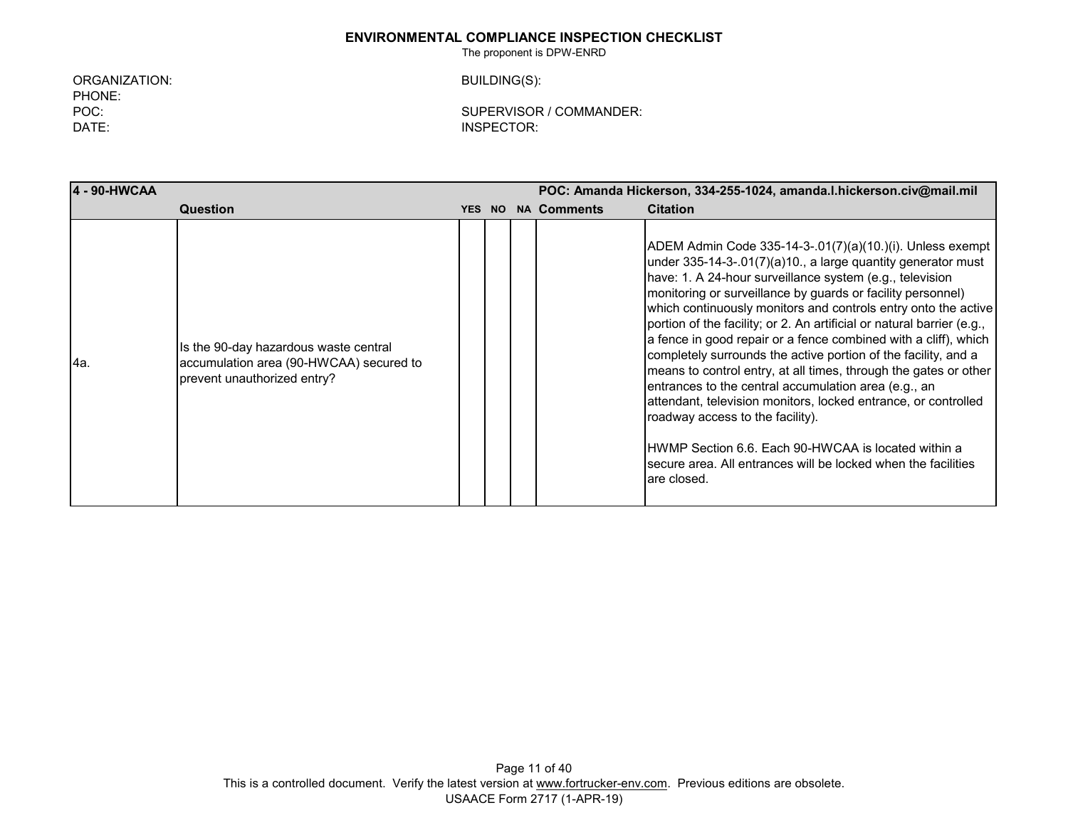**ENVIRONMENTAL COMPLIANCE INSPECTION CHECKLIST**

The proponent is DPW-ENRD

ORGANIZATION: | BUILDING(S):
PHONE:
POC: | SUPERVISOR / COMMANDER:
DATE: | INSPECTOR:

| 4 - 90-HWCAA | | | | | POC: Amanda Hickerson, 334-255-1024, amanda.l.hickerson.civ@mail.mil | |
|---|---|---|---|---|---|---|
| | **Question** | **YES** | **NO** | **NA** | **Comments** | **Citation** |
| 4a. | Is the 90-day hazardous waste central accumulation area (90-HWCAA) secured to prevent unauthorized entry? | | | | | ADEM Admin Code 335-14-3-.01(7)(a)(10.)(i). Unless exempt under 335-14-3-.01(7)(a)10., a large quantity generator must have: 1. A 24-hour surveillance system (e.g., television monitoring or surveillance by guards or facility personnel) which continuously monitors and controls entry onto the active portion of the facility; or 2. An artificial or natural barrier (e.g., a fence in good repair or a fence combined with a cliff), which completely surrounds the active portion of the facility, and a means to control entry, at all times, through the gates or other entrances to the central accumulation area (e.g., an attendant, television monitors, locked entrance, or controlled roadway access to the facility).<br><br>HWMP Section 6.6. Each 90-HWCAA is located within a secure area. All entrances will be locked when the facilities are closed. |

This is a controlled document. Verify the latest version at www.fortrucker-env.com. Previous editions are obsolete.
USAACE Form 2717 (1-APR-19)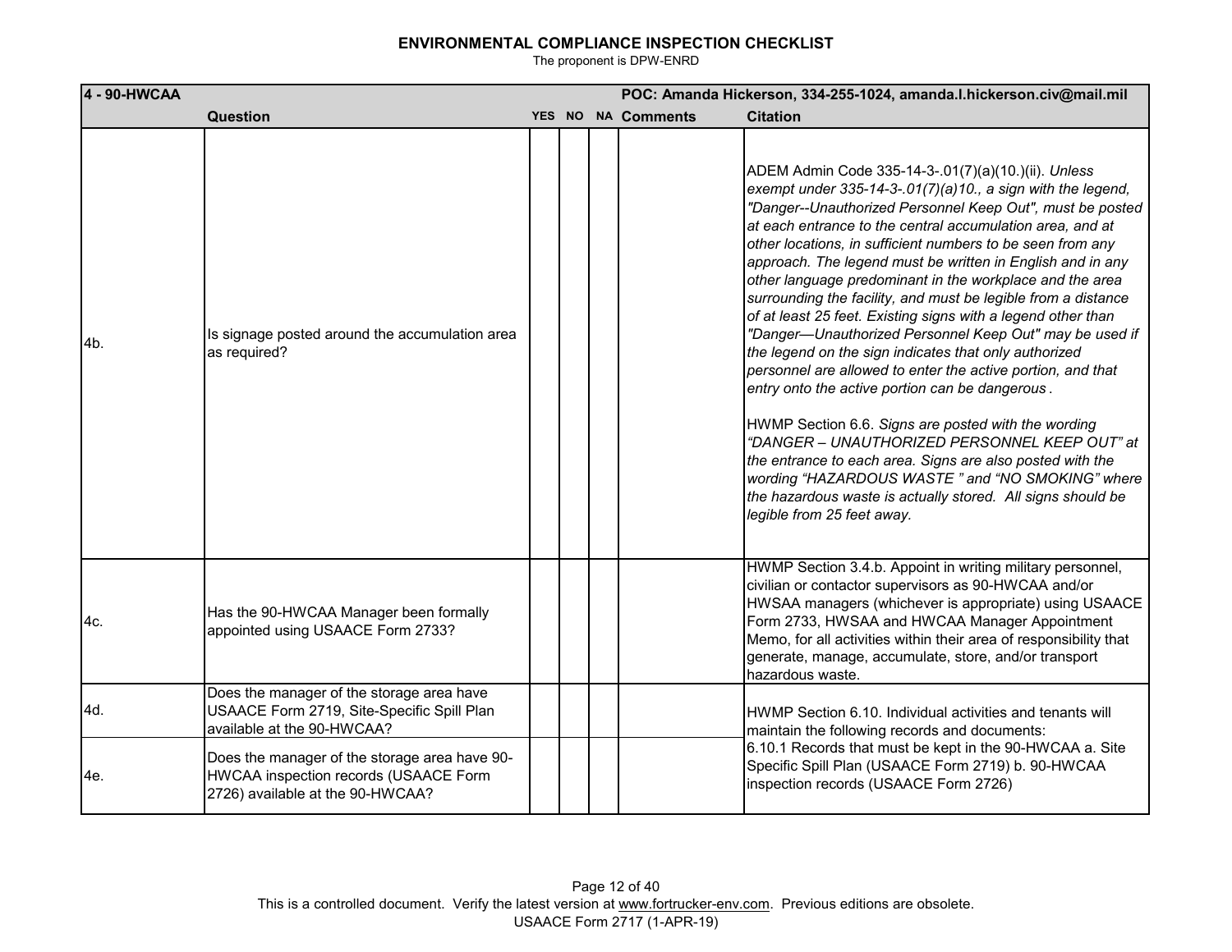# ENVIRONMENTAL COMPLIANCE INSPECTION CHECKLIST

The proponent is DPW-ENRD

| 4 - 90-HWCAA | | | | | | POC: Amanda Hickerson, 334-255-1024, amanda.l.hickerson.civ@mail.mil |
|---|---|---|---|---|---|---|
| | **Question** | **YES** | **NO** | **NA** | **Comments** | **Citation** |
| 4b. | Is signage posted around the accumulation area as required? | | | | | ADEM Admin Code 335-14-3-.01(7)(a)(10.)(ii). *Unless exempt under 335-14-3-.01(7)(a)10., a sign with the legend, "Danger--Unauthorized Personnel Keep Out", must be posted at each entrance to the central accumulation area, and at other locations, in sufficient numbers to be seen from any approach. The legend must be written in English and in any other language predominant in the workplace and the area surrounding the facility, and must be legible from a distance of at least 25 feet. Existing signs with a legend other than "Danger—Unauthorized Personnel Keep Out" may be used if the legend on the sign indicates that only authorized personnel are allowed to enter the active portion, and that entry onto the active portion can be dangerous*.<br><br>HWMP Section 6.6. *Signs are posted with the wording "DANGER – UNAUTHORIZED PERSONNEL KEEP OUT" at the entrance to each area. Signs are also posted with the wording "HAZARDOUS WASTE " and "NO SMOKING" where the hazardous waste is actually stored. All signs should be legible from 25 feet away.* |
| 4c. | Has the 90-HWCAA Manager been formally appointed using USAACE Form 2733? | | | | | HWMP Section 3.4.b. Appoint in writing military personnel, civilian or contactor supervisors as 90-HWCAA and/or HWSAA managers (whichever is appropriate) using USAACE Form 2733, HWSAA and HWCAA Manager Appointment Memo, for all activities within their area of responsibility that generate, manage, accumulate, store, and/or transport hazardous waste. |
| 4d. | Does the manager of the storage area have USAACE Form 2719, Site-Specific Spill Plan available at the 90-HWCAA? | | | | | HWMP Section 6.10. Individual activities and tenants will maintain the following records and documents:<br>6.10.1 Records that must be kept in the 90-HWCAA a. Site Specific Spill Plan (USAACE Form 2719) b. 90-HWCAA inspection records (USAACE Form 2726) |
| 4e. | Does the manager of the storage area have 90-HWCAA inspection records (USAACE Form 2726) available at the 90-HWCAA? | | | | | |

This is a controlled document. Verify the latest version at www.fortrucker-env.com. Previous editions are obsolete.
USAACE Form 2717 (1-APR-19)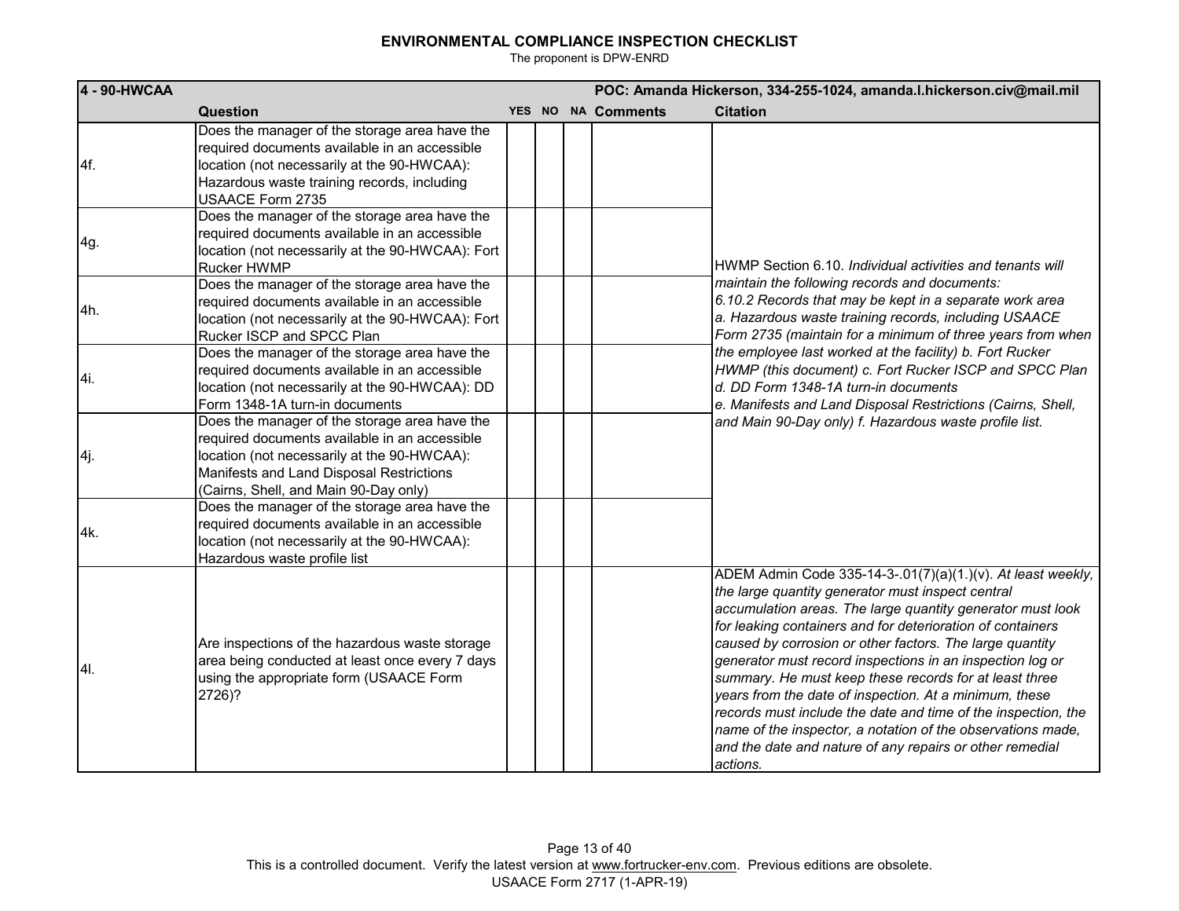## ENVIRONMENTAL COMPLIANCE INSPECTION CHECKLIST

The proponent is DPW-ENRD

| 4 - 90-HWCAA | POC: Amanda Hickerson, 334-255-1024, amanda.l.hickerson.civ@mail.mil | | | | | |
|---|---|---|---|---|---|---|
| | **Question** | **YES** | **NO** | **NA** | **Comments** | **Citation** |
| 4f. | Does the manager of the storage area have the required documents available in an accessible location (not necessarily at the 90-HWCAA): Hazardous waste training records, including USAACE Form 2735 | | | | | HWMP Section 6.10. *Individual activities and tenants will maintain the following records and documents: 6.10.2 Records that may be kept in a separate work area a. Hazardous waste training records, including USAACE Form 2735 (maintain for a minimum of three years from when the employee last worked at the facility) b. Fort Rucker HWMP (this document) c. Fort Rucker ISCP and SPCC Plan d. DD Form 1348-1A turn-in documents e. Manifests and Land Disposal Restrictions (Cairns, Shell, and Main 90-Day only) f. Hazardous waste profile list.* |
| 4g. | Does the manager of the storage area have the required documents available in an accessible location (not necessarily at the 90-HWCAA): Fort Rucker HWMP | | | | | |
| 4h. | Does the manager of the storage area have the required documents available in an accessible location (not necessarily at the 90-HWCAA): Fort Rucker ISCP and SPCC Plan | | | | | |
| 4i. | Does the manager of the storage area have the required documents available in an accessible location (not necessarily at the 90-HWCAA): DD Form 1348-1A turn-in documents | | | | | |
| 4j. | Does the manager of the storage area have the required documents available in an accessible location (not necessarily at the 90-HWCAA): Manifests and Land Disposal Restrictions (Cairns, Shell, and Main 90-Day only) | | | | | |
| 4k. | Does the manager of the storage area have the required documents available in an accessible location (not necessarily at the 90-HWCAA): Hazardous waste profile list | | | | | |
| 4l. | Are inspections of the hazardous waste storage area being conducted at least once every 7 days using the appropriate form (USAACE Form 2726)? | | | | | ADEM Admin Code 335-14-3-.01(7)(a)(1.)(v). *At least weekly, the large quantity generator must inspect central accumulation areas. The large quantity generator must look for leaking containers and for deterioration of containers caused by corrosion or other factors. The large quantity generator must record inspections in an inspection log or summary. He must keep these records for at least three years from the date of inspection. At a minimum, these records must include the date and time of the inspection, the name of the inspector, a notation of the observations made, and the date and nature of any repairs or other remedial actions.* |

This is a controlled document. Verify the latest version at www.fortrucker-env.com. Previous editions are obsolete.
USAACE Form 2717 (1-APR-19)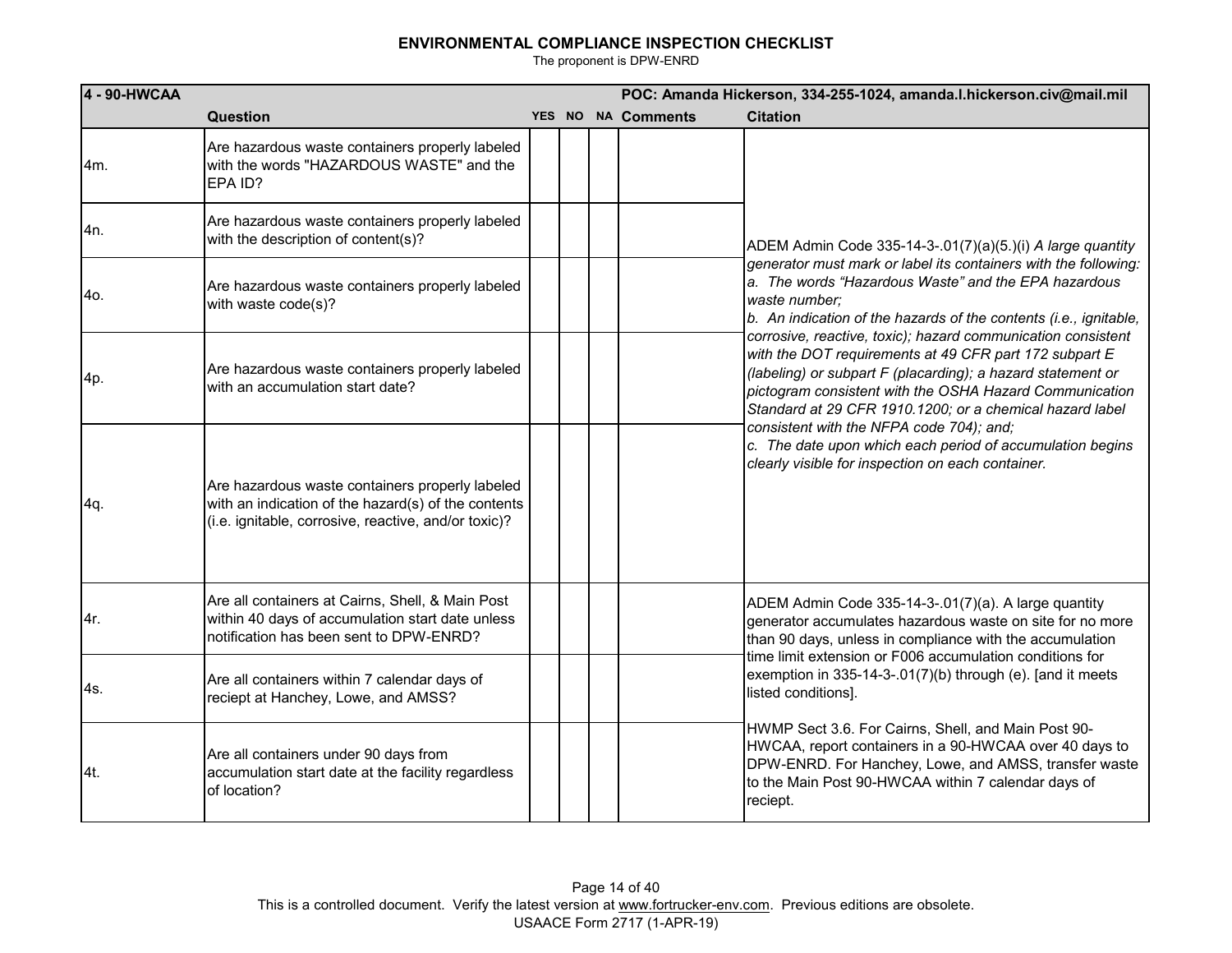# ENVIRONMENTAL COMPLIANCE INSPECTION CHECKLIST

The proponent is DPW-ENRD

| 4 - 90-HWCAA | | | | | | POC: Amanda Hickerson, 334-255-1024, amanda.l.hickerson.civ@mail.mil |
|---|---|---|---|---|---|---|
| | **Question** | **YES** | **NO** | **NA** | **Comments** | **Citation** |
| 4m. | Are hazardous waste containers properly labeled with the words "HAZARDOUS WASTE" and the EPA ID? | | | | | ADEM Admin Code 335-14-3-.01(7)(a)(5.)(i) *A large quantity generator must mark or label its containers with the following: a. The words "Hazardous Waste" and the EPA hazardous waste number; b. An indication of the hazards of the contents (i.e., ignitable, corrosive, reactive, toxic); hazard communication consistent with the DOT requirements at 49 CFR part 172 subpart E (labeling) or subpart F (placarding); a hazard statement or pictogram consistent with the OSHA Hazard Communication Standard at 29 CFR 1910.1200; or a chemical hazard label consistent with the NFPA code 704); and; c. The date upon which each period of accumulation begins clearly visible for inspection on each container.* |
| 4n. | Are hazardous waste containers properly labeled with the description of content(s)? | | | | | |
| 4o. | Are hazardous waste containers properly labeled with waste code(s)? | | | | | |
| 4p. | Are hazardous waste containers properly labeled with an accumulation start date? | | | | | |
| 4q. | Are hazardous waste containers properly labeled with an indication of the hazard(s) of the contents (i.e. ignitable, corrosive, reactive, and/or toxic)? | | | | | |
| 4r. | Are all containers at Cairns, Shell, & Main Post within 40 days of accumulation start date unless notification has been sent to DPW-ENRD? | | | | | ADEM Admin Code 335-14-3-.01(7)(a). A large quantity generator accumulates hazardous waste on site for no more than 90 days, unless in compliance with the accumulation time limit extension or F006 accumulation conditions for exemption in 335-14-3-.01(7)(b) through (e). [and it meets listed conditions].<br><br>HWMP Sect 3.6. For Cairns, Shell, and Main Post 90-HWCAA, report containers in a 90-HWCAA over 40 days to DPW-ENRD. For Hanchey, Lowe, and AMSS, transfer waste to the Main Post 90-HWCAA within 7 calendar days of reciept. |
| 4s. | Are all containers within 7 calendar days of reciept at Hanchey, Lowe, and AMSS? | | | | | |
| 4t. | Are all containers under 90 days from accumulation start date at the facility regardless of location? | | | | | |

This is a controlled document. Verify the latest version at www.fortrucker-env.com. Previous editions are obsolete.

USAACE Form 2717 (1-APR-19)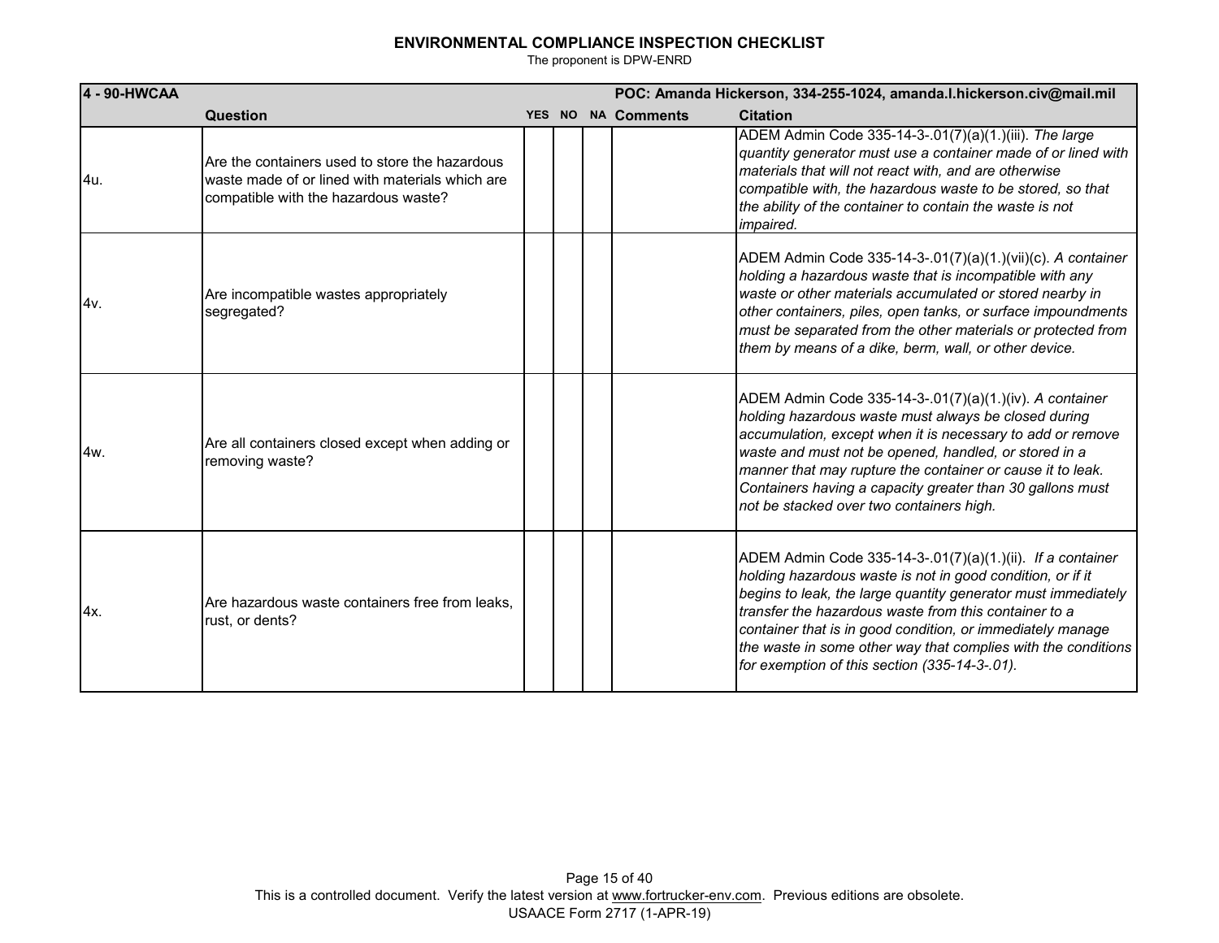## ENVIRONMENTAL COMPLIANCE INSPECTION CHECKLIST

The proponent is DPW-ENRD

| 4 - 90-HWCAA | | | | | POC: Amanda Hickerson, 334-255-1024, amanda.l.hickerson.civ@mail.mil | |
|---|---|---|---|---|---|---|
| | **Question** | **YES** | **NO** | **NA** | **Comments** | **Citation** |
| 4u. | Are the containers used to store the hazardous waste made of or lined with materials which are compatible with the hazardous waste? | | | | | ADEM Admin Code 335-14-3-.01(7)(a)(1.)(iii). *The large quantity generator must use a container made of or lined with materials that will not react with, and are otherwise compatible with, the hazardous waste to be stored, so that the ability of the container to contain the waste is not impaired.* |
| 4v. | Are incompatible wastes appropriately segregated? | | | | | ADEM Admin Code 335-14-3-.01(7)(a)(1.)(vii)(c). *A container holding a hazardous waste that is incompatible with any waste or other materials accumulated or stored nearby in other containers, piles, open tanks, or surface impoundments must be separated from the other materials or protected from them by means of a dike, berm, wall, or other device.* |
| 4w. | Are all containers closed except when adding or removing waste? | | | | | ADEM Admin Code 335-14-3-.01(7)(a)(1.)(iv). *A container holding hazardous waste must always be closed during accumulation, except when it is necessary to add or remove waste and must not be opened, handled, or stored in a manner that may rupture the container or cause it to leak. Containers having a capacity greater than 30 gallons must not be stacked over two containers high.* |
| 4x. | Are hazardous waste containers free from leaks, rust, or dents? | | | | | ADEM Admin Code 335-14-3-.01(7)(a)(1.)(ii). *If a container holding hazardous waste is not in good condition, or if it begins to leak, the large quantity generator must immediately transfer the hazardous waste from this container to a container that is in good condition, or immediately manage the waste in some other way that complies with the conditions for exemption of this section (335-14-3-.01).* |

This is a controlled document. Verify the latest version at www.fortrucker-env.com. Previous editions are obsolete.

USAACE Form 2717 (1-APR-19)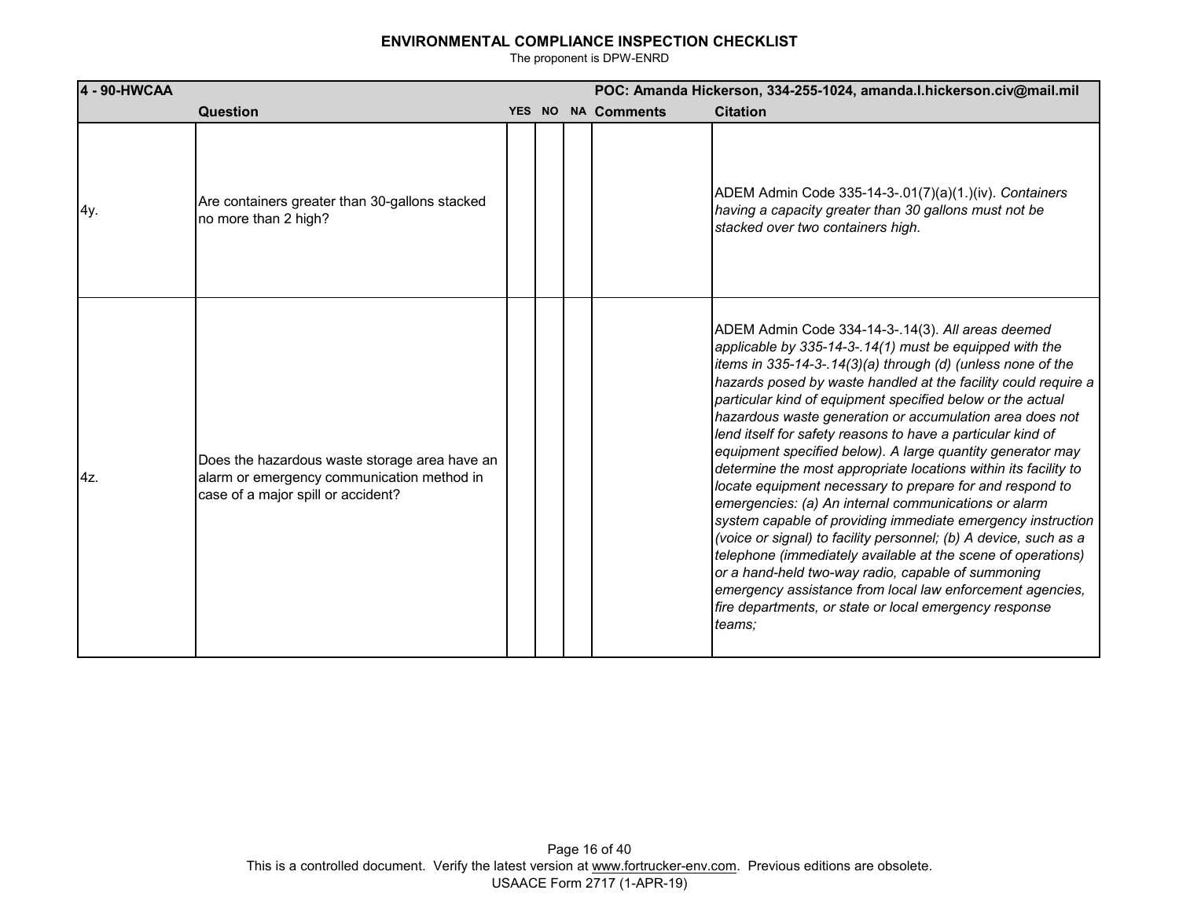## ENVIRONMENTAL COMPLIANCE INSPECTION CHECKLIST

The proponent is DPW-ENRD

| 4 - 90-HWCAA | | | | | POC: Amanda Hickerson, 334-255-1024, amanda.l.hickerson.civ@mail.mil | |
|---|---|---|---|---|---|---|
| | **Question** | **YES** | **NO** | **NA** | **Comments** | **Citation** |
| 4y. | Are containers greater than 30-gallons stacked no more than 2 high? | | | | | ADEM Admin Code 335-14-3-.01(7)(a)(1.)(iv). *Containers having a capacity greater than 30 gallons must not be stacked over two containers high.* |
| 4z. | Does the hazardous waste storage area have an alarm or emergency communication method in case of a major spill or accident? | | | | | ADEM Admin Code 334-14-3-.14(3). *All areas deemed applicable by 335-14-3-.14(1) must be equipped with the items in 335-14-3-.14(3)(a) through (d) (unless none of the hazards posed by waste handled at the facility could require a particular kind of equipment specified below or the actual hazardous waste generation or accumulation area does not lend itself for safety reasons to have a particular kind of equipment specified below). A large quantity generator may determine the most appropriate locations within its facility to locate equipment necessary to prepare for and respond to emergencies: (a) An internal communications or alarm system capable of providing immediate emergency instruction (voice or signal) to facility personnel; (b) A device, such as a telephone (immediately available at the scene of operations) or a hand-held two-way radio, capable of summoning emergency assistance from local law enforcement agencies, fire departments, or state or local emergency response teams;* |

This is a controlled document. Verify the latest version at www.fortrucker-env.com. Previous editions are obsolete.

USAACE Form 2717 (1-APR-19)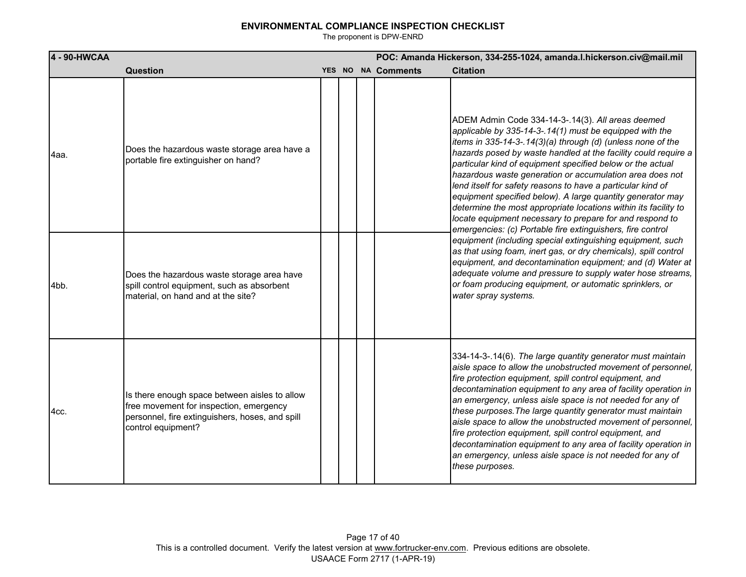# ENVIRONMENTAL COMPLIANCE INSPECTION CHECKLIST

The proponent is DPW-ENRD

| 4 - 90-HWCAA | | | | | POC: Amanda Hickerson, 334-255-1024, amanda.l.hickerson.civ@mail.mil | |
|---|---|---|---|---|---|---|
| | **Question** | **YES** | **NO** | **NA** | **Comments** | **Citation** |
| 4aa. | Does the hazardous waste storage area have a portable fire extinguisher on hand? | | | | | ADEM Admin Code 334-14-3-.14(3). *All areas deemed applicable by 335-14-3-.14(1) must be equipped with the items in 335-14-3-.14(3)(a) through (d) (unless none of the hazards posed by waste handled at the facility could require a particular kind of equipment specified below or the actual hazardous waste generation or accumulation area does not lend itself for safety reasons to have a particular kind of equipment specified below). A large quantity generator may determine the most appropriate locations within its facility to locate equipment necessary to prepare for and respond to emergencies: (c) Portable fire extinguishers, fire control equipment (including special extinguishing equipment, such as that using foam, inert gas, or dry chemicals), spill control equipment, and decontamination equipment; and (d) Water at adequate volume and pressure to supply water hose streams, or foam producing equipment, or automatic sprinklers, or water spray systems.* |
| 4bb. | Does the hazardous waste storage area have spill control equipment, such as absorbent material, on hand and at the site? | | | | | |
| 4cc. | Is there enough space between aisles to allow free movement for inspection, emergency personnel, fire extinguishers, hoses, and spill control equipment? | | | | | 334-14-3-.14(6). *The large quantity generator must maintain aisle space to allow the unobstructed movement of personnel, fire protection equipment, spill control equipment, and decontamination equipment to any area of facility operation in an emergency, unless aisle space is not needed for any of these purposes.The large quantity generator must maintain aisle space to allow the unobstructed movement of personnel, fire protection equipment, spill control equipment, and decontamination equipment to any area of facility operation in an emergency, unless aisle space is not needed for any of these purposes.* |

This is a controlled document. Verify the latest version at www.fortrucker-env.com. Previous editions are obsolete.

USAACE Form 2717 (1-APR-19)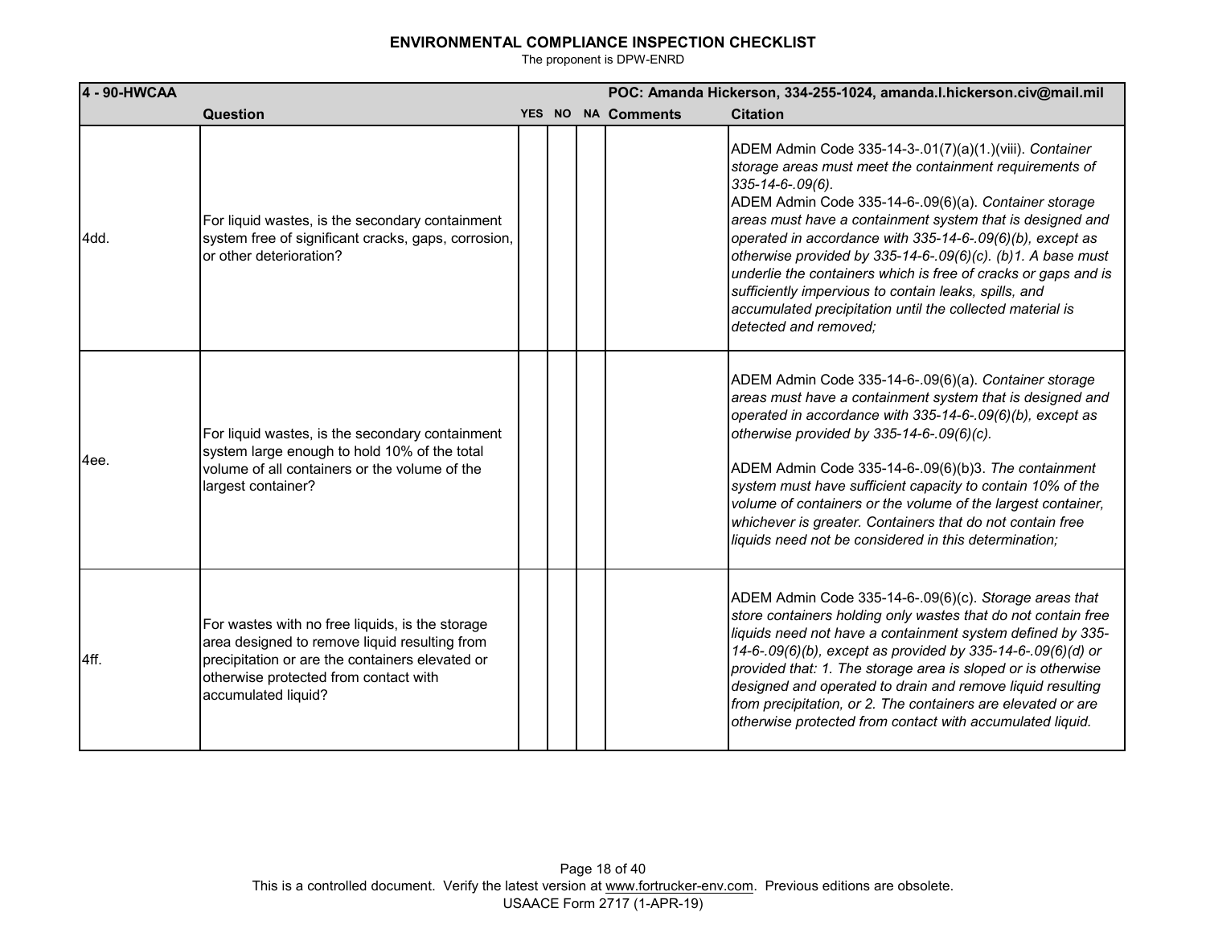**ENVIRONMENTAL COMPLIANCE INSPECTION CHECKLIST**

The proponent is DPW-ENRD

| 4 - 90-HWCAA | | | | | POC: Amanda Hickerson, 334-255-1024, amanda.l.hickerson.civ@mail.mil | |
|---|---|---|---|---|---|---|
| | **Question** | **YES** | **NO** | **NA** | **Comments** | **Citation** |
| 4dd. | For liquid wastes, is the secondary containment system free of significant cracks, gaps, corrosion, or other deterioration? | | | | | ADEM Admin Code 335-14-3-.01(7)(a)(1.)(viii). *Container storage areas must meet the containment requirements of 335-14-6-.09(6).* ADEM Admin Code 335-14-6-.09(6)(a). *Container storage areas must have a containment system that is designed and operated in accordance with 335-14-6-.09(6)(b), except as otherwise provided by 335-14-6-.09(6)(c). (b)1. A base must underlie the containers which is free of cracks or gaps and is sufficiently impervious to contain leaks, spills, and accumulated precipitation until the collected material is detected and removed;* |
| 4ee. | For liquid wastes, is the secondary containment system large enough to hold 10% of the total volume of all containers or the volume of the largest container? | | | | | ADEM Admin Code 335-14-6-.09(6)(a). *Container storage areas must have a containment system that is designed and operated in accordance with 335-14-6-.09(6)(b), except as otherwise provided by 335-14-6-.09(6)(c).* ADEM Admin Code 335-14-6-.09(6)(b)3. *The containment system must have sufficient capacity to contain 10% of the volume of containers or the volume of the largest container, whichever is greater. Containers that do not contain free liquids need not be considered in this determination;* |
| 4ff. | For wastes with no free liquids, is the storage area designed to remove liquid resulting from precipitation or are the containers elevated or otherwise protected from contact with accumulated liquid? | | | | | ADEM Admin Code 335-14-6-.09(6)(c). *Storage areas that store containers holding only wastes that do not contain free liquids need not have a containment system defined by 335-14-6-.09(6)(b), except as provided by 335-14-6-.09(6)(d) or provided that: 1. The storage area is sloped or is otherwise designed and operated to drain and remove liquid resulting from precipitation, or 2. The containers are elevated or are otherwise protected from contact with accumulated liquid.* |

This is a controlled document. Verify the latest version at www.fortrucker-env.com. Previous editions are obsolete.
USAACE Form 2717 (1-APR-19)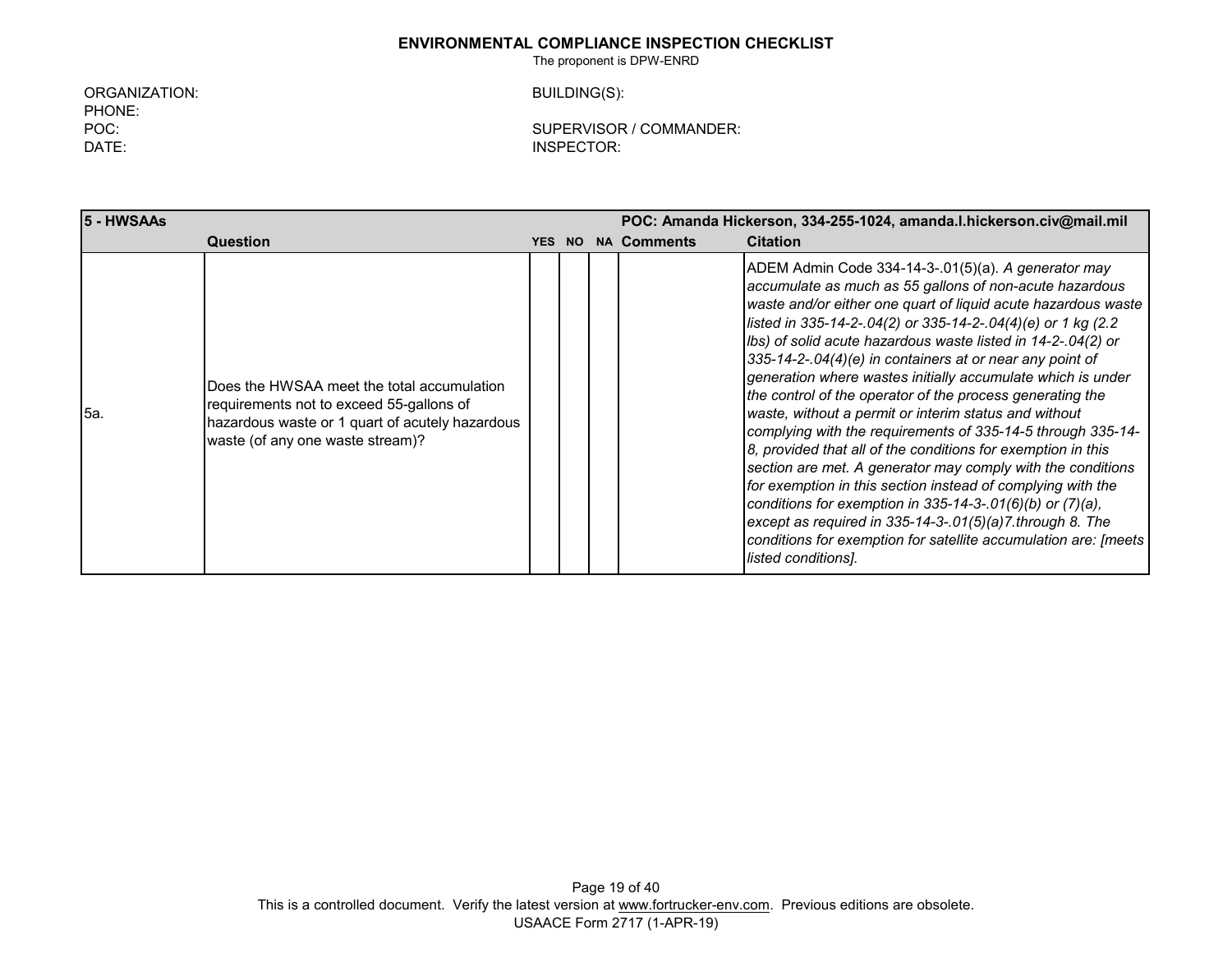**ENVIRONMENTAL COMPLIANCE INSPECTION CHECKLIST**
The proponent is DPW-ENRD

ORGANIZATION:
PHONE:
POC:
DATE:

BUILDING(S):

SUPERVISOR / COMMANDER:
INSPECTOR:

| 5 - HWSAAs | | | | | | POC: Amanda Hickerson, 334-255-1024, amanda.l.hickerson.civ@mail.mil |
|---|---|---|---|---|---|---|
| | **Question** | **YES** | **NO** | **NA** | **Comments** | **Citation** |
| 5a. | Does the HWSAA meet the total accumulation requirements not to exceed 55-gallons of hazardous waste or 1 quart of acutely hazardous waste (of any one waste stream)? | | | | | ADEM Admin Code 334-14-3-.01(5)(a). *A generator may accumulate as much as 55 gallons of non-acute hazardous waste and/or either one quart of liquid acute hazardous waste listed in 335-14-2-.04(2) or 335-14-2-.04(4)(e) or 1 kg (2.2 lbs) of solid acute hazardous waste listed in 14-2-.04(2) or 335-14-2-.04(4)(e) in containers at or near any point of generation where wastes initially accumulate which is under the control of the operator of the process generating the waste, without a permit or interim status and without complying with the requirements of 335-14-5 through 335-14-8, provided that all of the conditions for exemption in this section are met. A generator may comply with the conditions for exemption in this section instead of complying with the conditions for exemption in 335-14-3-.01(6)(b) or (7)(a), except as required in 335-14-3-.01(5)(a)7.through 8. The conditions for exemption for satellite accumulation are: [meets listed conditions].* |

This is a controlled document. Verify the latest version at www.fortrucker-env.com. Previous editions are obsolete.
USAACE Form 2717 (1-APR-19)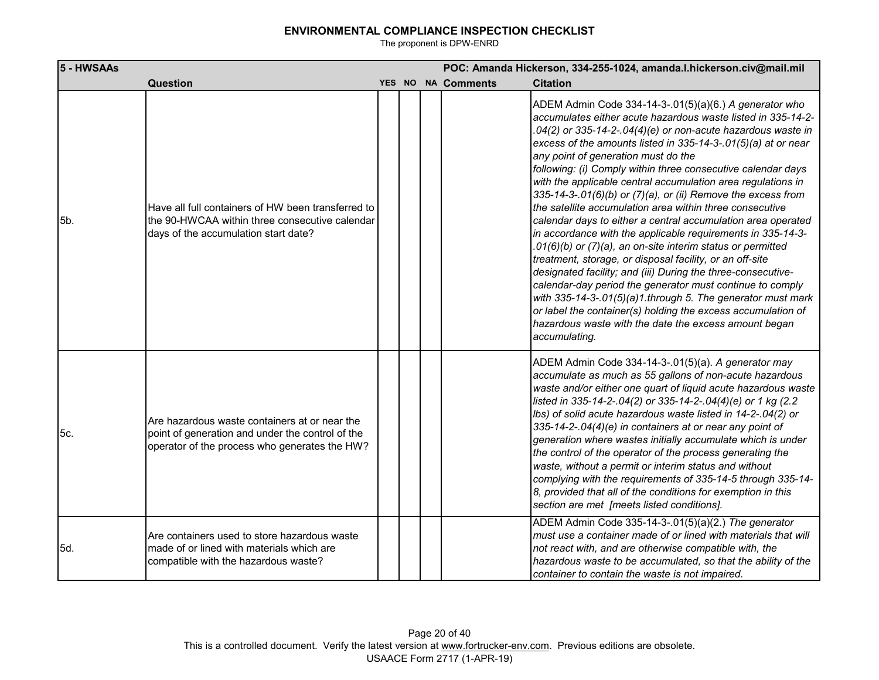**ENVIRONMENTAL COMPLIANCE INSPECTION CHECKLIST**

The proponent is DPW-ENRD

| **5 - HWSAAs** | | | | | | **POC: Amanda Hickerson, 334-255-1024, amanda.l.hickerson.civ@mail.mil** |
|---|---|---|---|---|---|---|
| | **Question** | **YES** | **NO** | **NA** | **Comments** | **Citation** |
| 5b. | Have all full containers of HW been transferred to the 90-HWCAA within three consecutive calendar days of the accumulation start date? | | | | | ADEM Admin Code 334-14-3-.01(5)(a)(6.) *A generator who accumulates either acute hazardous waste listed in 335-14-2-.04(2) or 335-14-2-.04(4)(e) or non-acute hazardous waste in excess of the amounts listed in 335-14-3-.01(5)(a) at or near any point of generation must do the following: (i) Comply within three consecutive calendar days with the applicable central accumulation area regulations in 335-14-3-.01(6)(b) or (7)(a), or (ii) Remove the excess from the satellite accumulation area within three consecutive calendar days to either a central accumulation area operated in accordance with the applicable requirements in 335-14-3-.01(6)(b) or (7)(a), an on-site interim status or permitted treatment, storage, or disposal facility, or an off-site designated facility; and (iii) During the three-consecutive-calendar-day period the generator must continue to comply with 335-14-3-.01(5)(a)1.through 5. The generator must mark or label the container(s) holding the excess accumulation of hazardous waste with the date the excess amount began accumulating.* |
| 5c. | Are hazardous waste containers at or near the point of generation and under the control of the operator of the process who generates the HW? | | | | | ADEM Admin Code 334-14-3-.01(5)(a). *A generator may accumulate as much as 55 gallons of non-acute hazardous waste and/or either one quart of liquid acute hazardous waste listed in 335-14-2-.04(2) or 335-14-2-.04(4)(e) or 1 kg (2.2 lbs) of solid acute hazardous waste listed in 14-2-.04(2) or 335-14-2-.04(4)(e) in containers at or near any point of generation where wastes initially accumulate which is under the control of the operator of the process generating the waste, without a permit or interim status and without complying with the requirements of 335-14-5 through 335-14-8, provided that all of the conditions for exemption in this section are met [meets listed conditions].* |
| 5d. | Are containers used to store hazardous waste made of or lined with materials which are compatible with the hazardous waste? | | | | | ADEM Admin Code 335-14-3-.01(5)(a)(2.) *The generator must use a container made of or lined with materials that will not react with, and are otherwise compatible with, the hazardous waste to be accumulated, so that the ability of the container to contain the waste is not impaired.* |

This is a controlled document. Verify the latest version at www.fortrucker-env.com. Previous editions are obsolete.

USAACE Form 2717 (1-APR-19)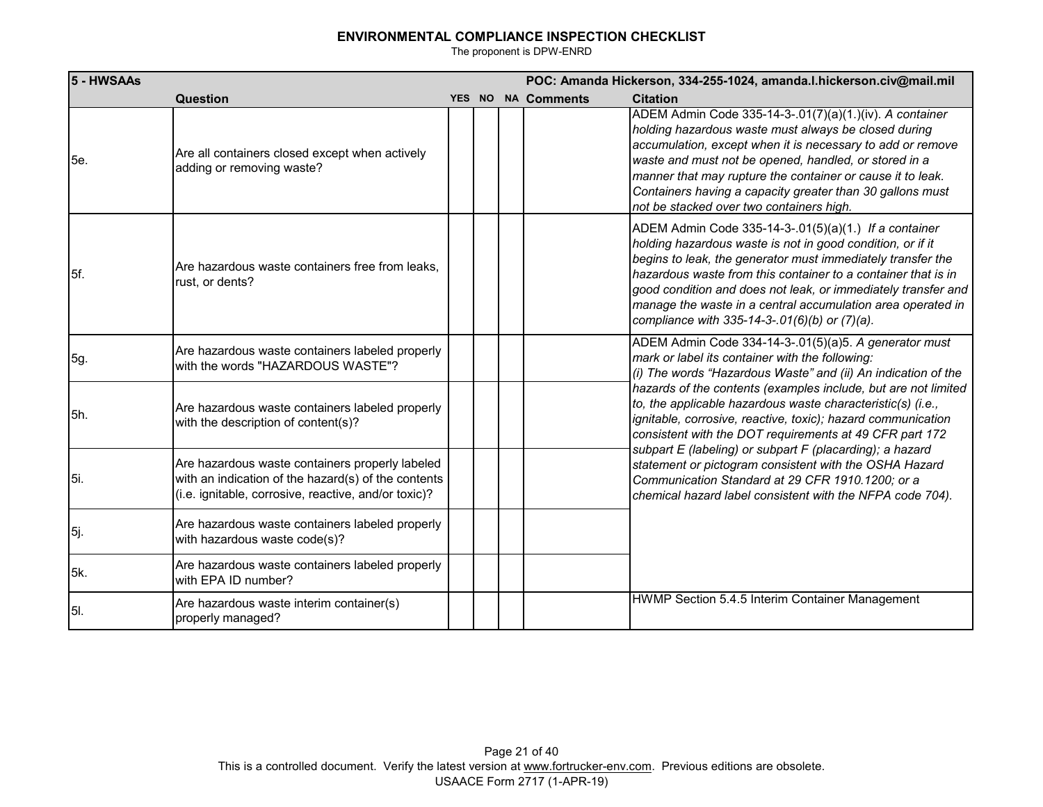**ENVIRONMENTAL COMPLIANCE INSPECTION CHECKLIST**

The proponent is DPW-ENRD

| 5 - HWSAAs | | | | | | POC: Amanda Hickerson, 334-255-1024, amanda.l.hickerson.civ@mail.mil |
|---|---|---|---|---|---|---|
| | **Question** | **YES** | **NO** | **NA** | **Comments** | **Citation** |
| 5e. | Are all containers closed except when actively adding or removing waste? | | | | | ADEM Admin Code 335-14-3-.01(7)(a)(1.)(iv). *A container holding hazardous waste must always be closed during accumulation, except when it is necessary to add or remove waste and must not be opened, handled, or stored in a manner that may rupture the container or cause it to leak. Containers having a capacity greater than 30 gallons must not be stacked over two containers high.* |
| 5f. | Are hazardous waste containers free from leaks, rust, or dents? | | | | | ADEM Admin Code 335-14-3-.01(5)(a)(1.) *If a container holding hazardous waste is not in good condition, or if it begins to leak, the generator must immediately transfer the hazardous waste from this container to a container that is in good condition and does not leak, or immediately transfer and manage the waste in a central accumulation area operated in compliance with 335-14-3-.01(6)(b) or (7)(a).* |
| 5g. | Are hazardous waste containers labeled properly with the words "HAZARDOUS WASTE"? | | | | | ADEM Admin Code 334-14-3-.01(5)(a)5. *A generator must mark or label its container with the following: (i) The words "Hazardous Waste" and (ii) An indication of the hazards of the contents (examples include, but are not limited to, the applicable hazardous waste characteristic(s) (i.e., ignitable, corrosive, reactive, toxic); hazard communication consistent with the DOT requirements at 49 CFR part 172 subpart E (labeling) or subpart F (placarding); a hazard statement or pictogram consistent with the OSHA Hazard Communication Standard at 29 CFR 1910.1200; or a chemical hazard label consistent with the NFPA code 704).* |
| 5h. | Are hazardous waste containers labeled properly with the description of content(s)? | | | | | |
| 5i. | Are hazardous waste containers properly labeled with an indication of the hazard(s) of the contents (i.e. ignitable, corrosive, reactive, and/or toxic)? | | | | | |
| 5j. | Are hazardous waste containers labeled properly with hazardous waste code(s)? | | | | | |
| 5k. | Are hazardous waste containers labeled properly with EPA ID number? | | | | | |
| 5l. | Are hazardous waste interim container(s) properly managed? | | | | | HWMP Section 5.4.5 Interim Container Management |

This is a controlled document. Verify the latest version at www.fortrucker-env.com. Previous editions are obsolete.

USAACE Form 2717 (1-APR-19)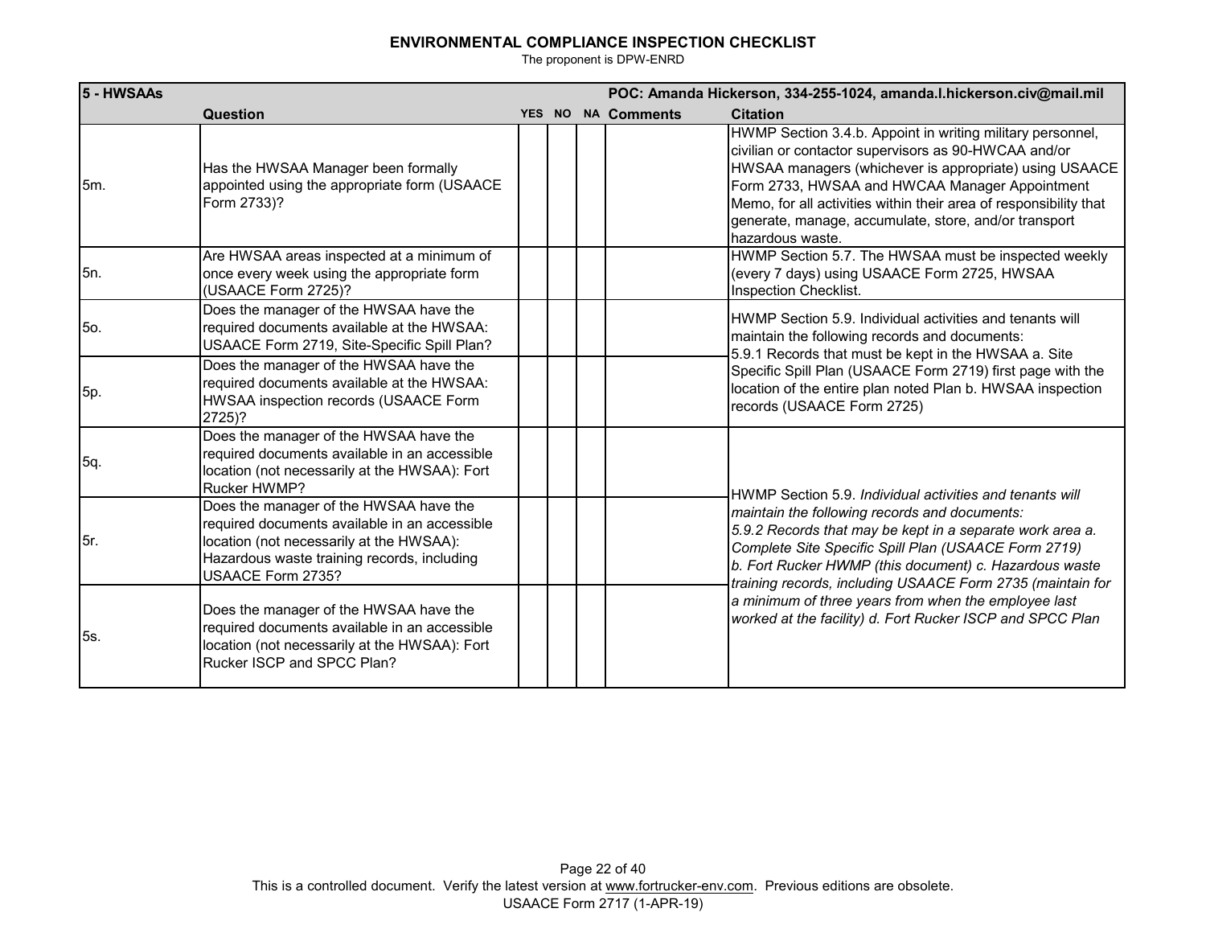## ENVIRONMENTAL COMPLIANCE INSPECTION CHECKLIST

The proponent is DPW-ENRD

| 5 - HWSAAs | | | | | | POC: Amanda Hickerson, 334-255-1024, amanda.l.hickerson.civ@mail.mil |
|---|---|---|---|---|---|---|
| | **Question** | **YES** | **NO** | **NA** | **Comments** | **Citation** |
| 5m. | Has the HWSAA Manager been formally appointed using the appropriate form (USAACE Form 2733)? | | | | | HWMP Section 3.4.b. Appoint in writing military personnel, civilian or contactor supervisors as 90-HWCAA and/or HWSAA managers (whichever is appropriate) using USAACE Form 2733, HWSAA and HWCAA Manager Appointment Memo, for all activities within their area of responsibility that generate, manage, accumulate, store, and/or transport hazardous waste. |
| 5n. | Are HWSAA areas inspected at a minimum of once every week using the appropriate form (USAACE Form 2725)? | | | | | HWMP Section 5.7. The HWSAA must be inspected weekly (every 7 days) using USAACE Form 2725, HWSAA Inspection Checklist. |
| 5o. | Does the manager of the HWSAA have the required documents available at the HWSAA: USAACE Form 2719, Site-Specific Spill Plan? | | | | | HWMP Section 5.9. Individual activities and tenants will maintain the following records and documents: 5.9.1 Records that must be kept in the HWSAA a. Site Specific Spill Plan (USAACE Form 2719) first page with the location of the entire plan noted Plan b. HWSAA inspection records (USAACE Form 2725) |
| 5p. | Does the manager of the HWSAA have the required documents available at the HWSAA: HWSAA inspection records (USAACE Form 2725)? | | | | | |
| 5q. | Does the manager of the HWSAA have the required documents available in an accessible location (not necessarily at the HWSAA): Fort Rucker HWMP? | | | | | HWMP Section 5.9. *Individual activities and tenants will maintain the following records and documents: 5.9.2 Records that may be kept in a separate work area a. Complete Site Specific Spill Plan (USAACE Form 2719) b. Fort Rucker HWMP (this document) c. Hazardous waste training records, including USAACE Form 2735 (maintain for a minimum of three years from when the employee last worked at the facility) d. Fort Rucker ISCP and SPCC Plan* |
| 5r. | Does the manager of the HWSAA have the required documents available in an accessible location (not necessarily at the HWSAA): Hazardous waste training records, including USAACE Form 2735? | | | | | |
| 5s. | Does the manager of the HWSAA have the required documents available in an accessible location (not necessarily at the HWSAA): Fort Rucker ISCP and SPCC Plan? | | | | | |

This is a controlled document. Verify the latest version at www.fortrucker-env.com. Previous editions are obsolete.

USAACE Form 2717 (1-APR-19)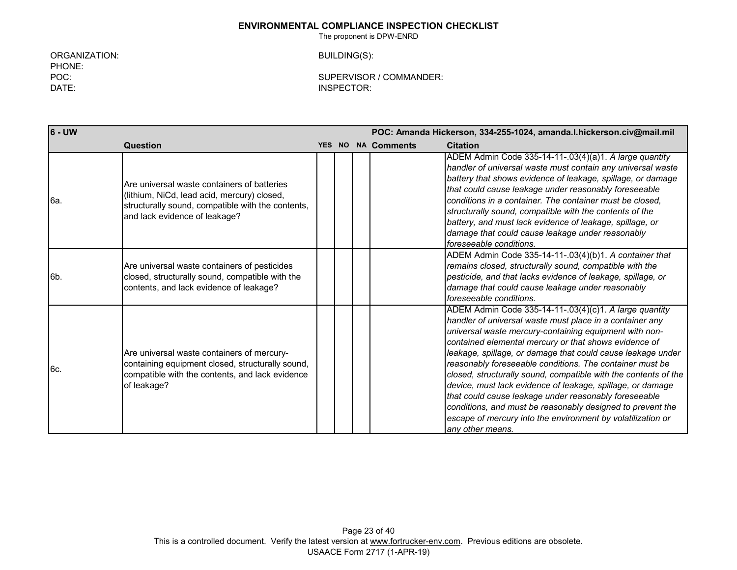**ENVIRONMENTAL COMPLIANCE INSPECTION CHECKLIST**

The proponent is DPW-ENRD

ORGANIZATION:
PHONE:
POC:
DATE:

BUILDING(S):

SUPERVISOR / COMMANDER:
INSPECTOR:

| **6 - UW** | | | | | | **POC: Amanda Hickerson, 334-255-1024, amanda.l.hickerson.civ@mail.mil** |
|---|---|---|---|---|---|---|
| | **Question** | **YES** | **NO** | **NA** | **Comments** | **Citation** |
| 6a. | Are universal waste containers of batteries (lithium, NiCd, lead acid, mercury) closed, structurally sound, compatible with the contents, and lack evidence of leakage? | | | | | ADEM Admin Code 335-14-11-.03(4)(a)1. *A large quantity handler of universal waste must contain any universal waste battery that shows evidence of leakage, spillage, or damage that could cause leakage under reasonably foreseeable conditions in a container. The container must be closed, structurally sound, compatible with the contents of the battery, and must lack evidence of leakage, spillage, or damage that could cause leakage under reasonably foreseeable conditions.* |
| 6b. | Are universal waste containers of pesticides closed, structurally sound, compatible with the contents, and lack evidence of leakage? | | | | | ADEM Admin Code 335-14-11-.03(4)(b)1. *A container that remains closed, structurally sound, compatible with the pesticide, and that lacks evidence of leakage, spillage, or damage that could cause leakage under reasonably foreseeable conditions.* |
| 6c. | Are universal waste containers of mercury-containing equipment closed, structurally sound, compatible with the contents, and lack evidence of leakage? | | | | | ADEM Admin Code 335-14-11-.03(4)(c)1. *A large quantity handler of universal waste must place in a container any universal waste mercury-containing equipment with non-contained elemental mercury or that shows evidence of leakage, spillage, or damage that could cause leakage under reasonably foreseeable conditions. The container must be closed, structurally sound, compatible with the contents of the device, must lack evidence of leakage, spillage, or damage that could cause leakage under reasonably foreseeable conditions, and must be reasonably designed to prevent the escape of mercury into the environment by volatilization or any other means.* |

This is a controlled document. Verify the latest version at www.fortrucker-env.com. Previous editions are obsolete.
USAACE Form 2717 (1-APR-19)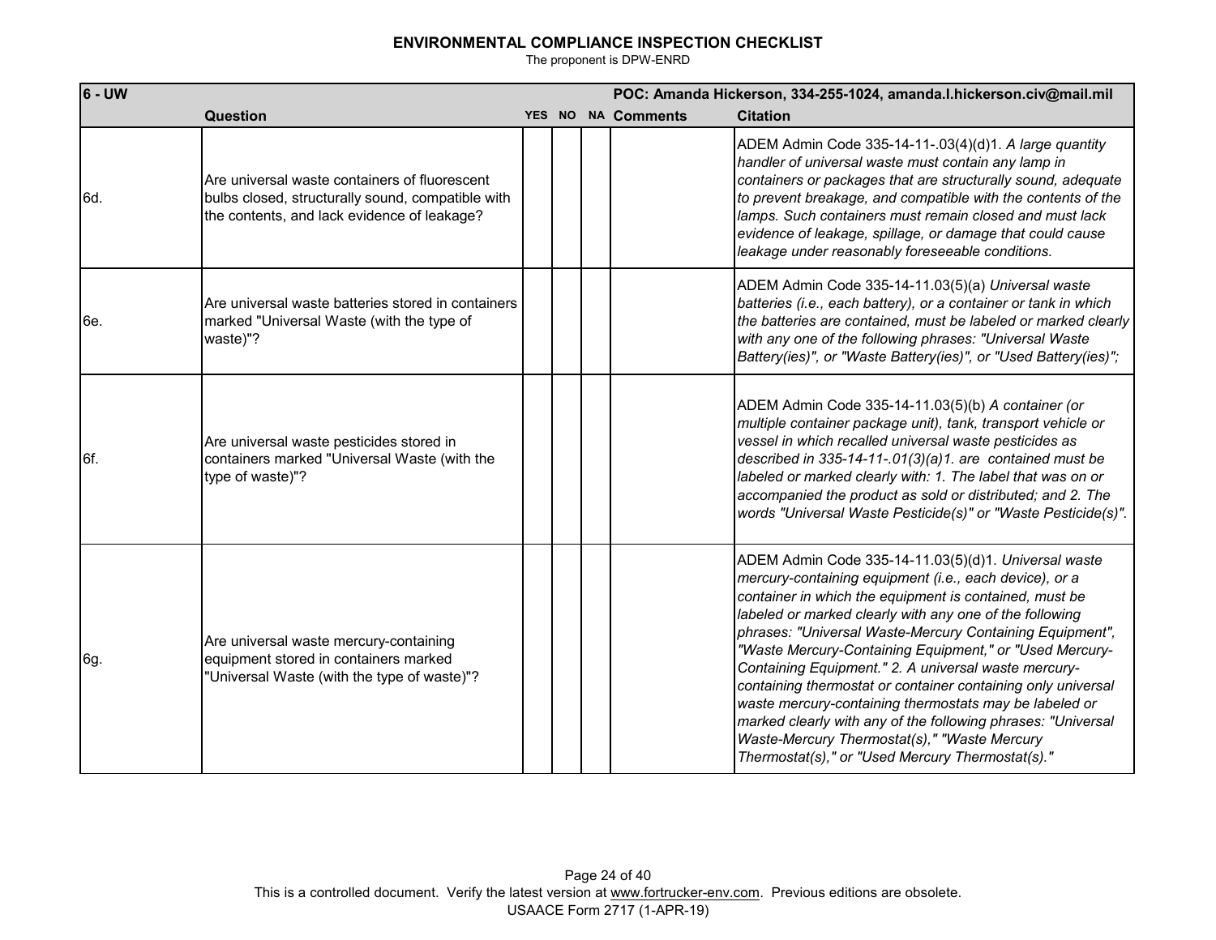# ENVIRONMENTAL COMPLIANCE INSPECTION CHECKLIST

The proponent is DPW-ENRD

| 6 - UW | | | | | | POC: Amanda Hickerson, 334-255-1024, amanda.l.hickerson.civ@mail.mil |
|---|---|---|---|---|---|---|
| | **Question** | **YES** | **NO** | **NA** | **Comments** | **Citation** |
| 6d. | Are universal waste containers of fluorescent bulbs closed, structurally sound, compatible with the contents, and lack evidence of leakage? | | | | | ADEM Admin Code 335-14-11-.03(4)(d)1. *A large quantity handler of universal waste must contain any lamp in containers or packages that are structurally sound, adequate to prevent breakage, and compatible with the contents of the lamps. Such containers must remain closed and must lack evidence of leakage, spillage, or damage that could cause leakage under reasonably foreseeable conditions.* |
| 6e. | Are universal waste batteries stored in containers marked "Universal Waste (with the type of waste)"? | | | | | ADEM Admin Code 335-14-11.03(5)(a) *Universal waste batteries (i.e., each battery), or a container or tank in which the batteries are contained, must be labeled or marked clearly with any one of the following phrases: "Universal Waste Battery(ies)", or "Waste Battery(ies)", or "Used Battery(ies)";* |
| 6f. | Are universal waste pesticides stored in containers marked "Universal Waste (with the type of waste)"? | | | | | ADEM Admin Code 335-14-11.03(5)(b) *A container (or multiple container package unit), tank, transport vehicle or vessel in which recalled universal waste pesticides as described in 335-14-11-.01(3)(a)1. are contained must be labeled or marked clearly with: 1. The label that was on or accompanied the product as sold or distributed; and 2. The words "Universal Waste Pesticide(s)" or "Waste Pesticide(s)".* |
| 6g. | Are universal waste mercury-containing equipment stored in containers marked "Universal Waste (with the type of waste)"? | | | | | ADEM Admin Code 335-14-11.03(5)(d)1. *Universal waste mercury-containing equipment (i.e., each device), or a container in which the equipment is contained, must be labeled or marked clearly with any one of the following phrases: "Universal Waste-Mercury Containing Equipment", "Waste Mercury-Containing Equipment," or "Used Mercury-Containing Equipment." 2. A universal waste mercury-containing thermostat or container containing only universal waste mercury-containing thermostats may be labeled or marked clearly with any of the following phrases: "Universal Waste-Mercury Thermostat(s)," "Waste Mercury Thermostat(s)," or "Used Mercury Thermostat(s)."* |

This is a controlled document. Verify the latest version at www.fortrucker-env.com. Previous editions are obsolete.

USAACE Form 2717 (1-APR-19)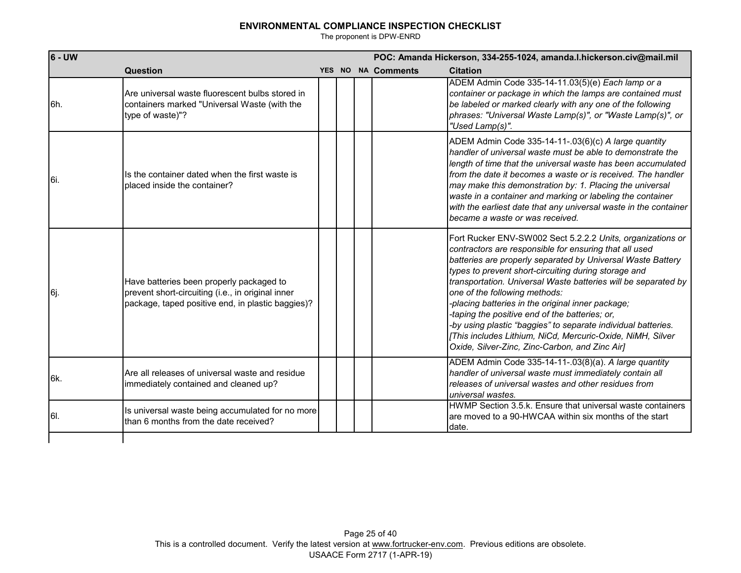## ENVIRONMENTAL COMPLIANCE INSPECTION CHECKLIST

The proponent is DPW-ENRD

| 6 - UW | | | | | POC: Amanda Hickerson, 334-255-1024, amanda.l.hickerson.civ@mail.mil | |
|---|---|---|---|---|---|---|
| | **Question** | **YES** | **NO** | **NA** | **Comments** | **Citation** |
| 6h. | Are universal waste fluorescent bulbs stored in containers marked "Universal Waste (with the type of waste)"? | | | | | ADEM Admin Code 335-14-11.03(5)(e) *Each lamp or a container or package in which the lamps are contained must be labeled or marked clearly with any one of the following phrases: "Universal Waste Lamp(s)", or "Waste Lamp(s)", or "Used Lamp(s)".* |
| 6i. | Is the container dated when the first waste is placed inside the container? | | | | | ADEM Admin Code 335-14-11-.03(6)(c) *A large quantity handler of universal waste must be able to demonstrate the length of time that the universal waste has been accumulated from the date it becomes a waste or is received. The handler may make this demonstration by: 1. Placing the universal waste in a container and marking or labeling the container with the earliest date that any universal waste in the container became a waste or was received.* |
| 6j. | Have batteries been properly packaged to prevent short-circuiting (i.e., in original inner package, taped positive end, in plastic baggies)? | | | | | Fort Rucker ENV-SW002 Sect 5.2.2.2 *Units, organizations or contractors are responsible for ensuring that all used batteries are properly separated by Universal Waste Battery types to prevent short-circuiting during storage and transportation. Universal Waste batteries will be separated by one of the following methods: -placing batteries in the original inner package; -taping the positive end of the batteries; or, -by using plastic "baggies" to separate individual batteries. [This includes Lithium, NiCd, Mercuric-Oxide, NiMH, Silver Oxide, Silver-Zinc, Zinc-Carbon, and Zinc Air]* |
| 6k. | Are all releases of universal waste and residue immediately contained and cleaned up? | | | | | ADEM Admin Code 335-14-11-.03(8)(a). *A large quantity handler of universal waste must immediately contain all releases of universal wastes and other residues from universal wastes.* |
| 6l. | Is universal waste being accumulated for no more than 6 months from the date received? | | | | | HWMP Section 3.5.k. Ensure that universal waste containers are moved to a 90-HWCAA within six months of the start date. |

This is a controlled document. Verify the latest version at www.fortrucker-env.com. Previous editions are obsolete.
USAACE Form 2717 (1-APR-19)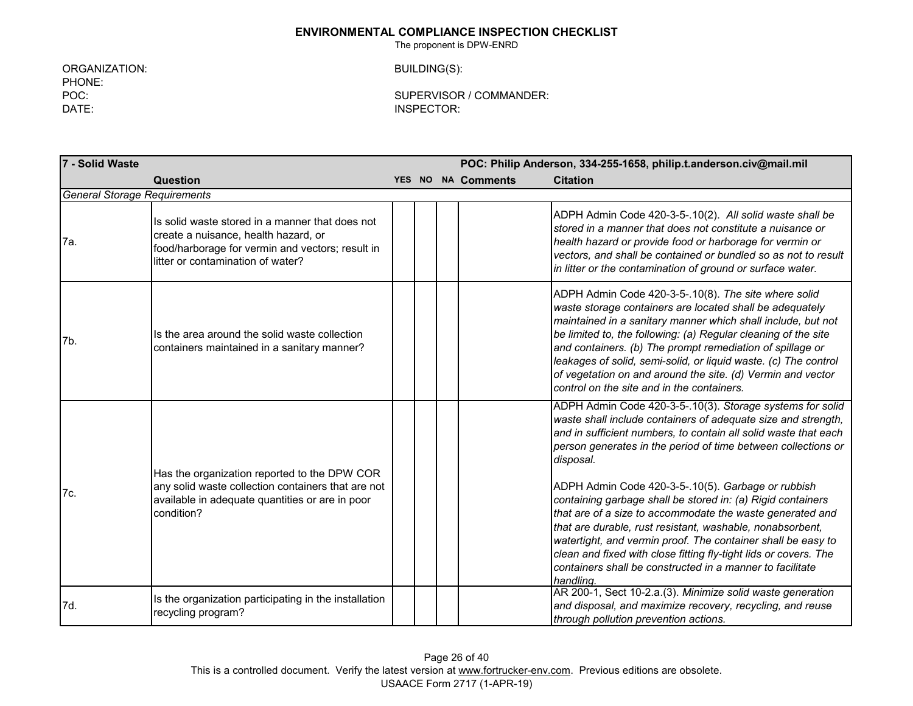**ENVIRONMENTAL COMPLIANCE INSPECTION CHECKLIST**

The proponent is DPW-ENRD

ORGANIZATION:
PHONE:
POC:
DATE:

BUILDING(S):

SUPERVISOR / COMMANDER:
INSPECTOR:

| **7 - Solid Waste** | | | | | | **POC: Philip Anderson, 334-255-1658, philip.t.anderson.civ@mail.mil** |
|---|---|---|---|---|---|---|
| | **Question** | **YES** | **NO** | **NA** | **Comments** | **Citation** |
| *General Storage Requirements* | | | | | | |
| 7a. | Is solid waste stored in a manner that does not create a nuisance, health hazard, or food/harborage for vermin and vectors; result in litter or contamination of water? | | | | | ADPH Admin Code 420-3-5-.10(2). *All solid waste shall be stored in a manner that does not constitute a nuisance or health hazard or provide food or harborage for vermin or vectors, and shall be contained or bundled so as not to result in litter or the contamination of ground or surface water.* |
| 7b. | Is the area around the solid waste collection containers maintained in a sanitary manner? | | | | | ADPH Admin Code 420-3-5-.10(8). *The site where solid waste storage containers are located shall be adequately maintained in a sanitary manner which shall include, but not be limited to, the following: (a) Regular cleaning of the site and containers. (b) The prompt remediation of spillage or leakages of solid, semi-solid, or liquid waste. (c) The control of vegetation on and around the site. (d) Vermin and vector control on the site and in the containers.* |
| 7c. | Has the organization reported to the DPW COR any solid waste collection containers that are not available in adequate quantities or are in poor condition? | | | | | ADPH Admin Code 420-3-5-.10(3). *Storage systems for solid waste shall include containers of adequate size and strength, and in sufficient numbers, to contain all solid waste that each person generates in the period of time between collections or disposal.*<br><br>ADPH Admin Code 420-3-5-.10(5). *Garbage or rubbish containing garbage shall be stored in: (a) Rigid containers that are of a size to accommodate the waste generated and that are durable, rust resistant, washable, nonabsorbent, watertight, and vermin proof. The container shall be easy to clean and fixed with close fitting fly-tight lids or covers. The containers shall be constructed in a manner to facilitate handling.* |
| 7d. | Is the organization participating in the installation recycling program? | | | | | AR 200-1, Sect 10-2.a.(3). *Minimize solid waste generation and disposal, and maximize recovery, recycling, and reuse through pollution prevention actions.* |

This is a controlled document. Verify the latest version at www.fortrucker-env.com. Previous editions are obsolete.
USAACE Form 2717 (1-APR-19)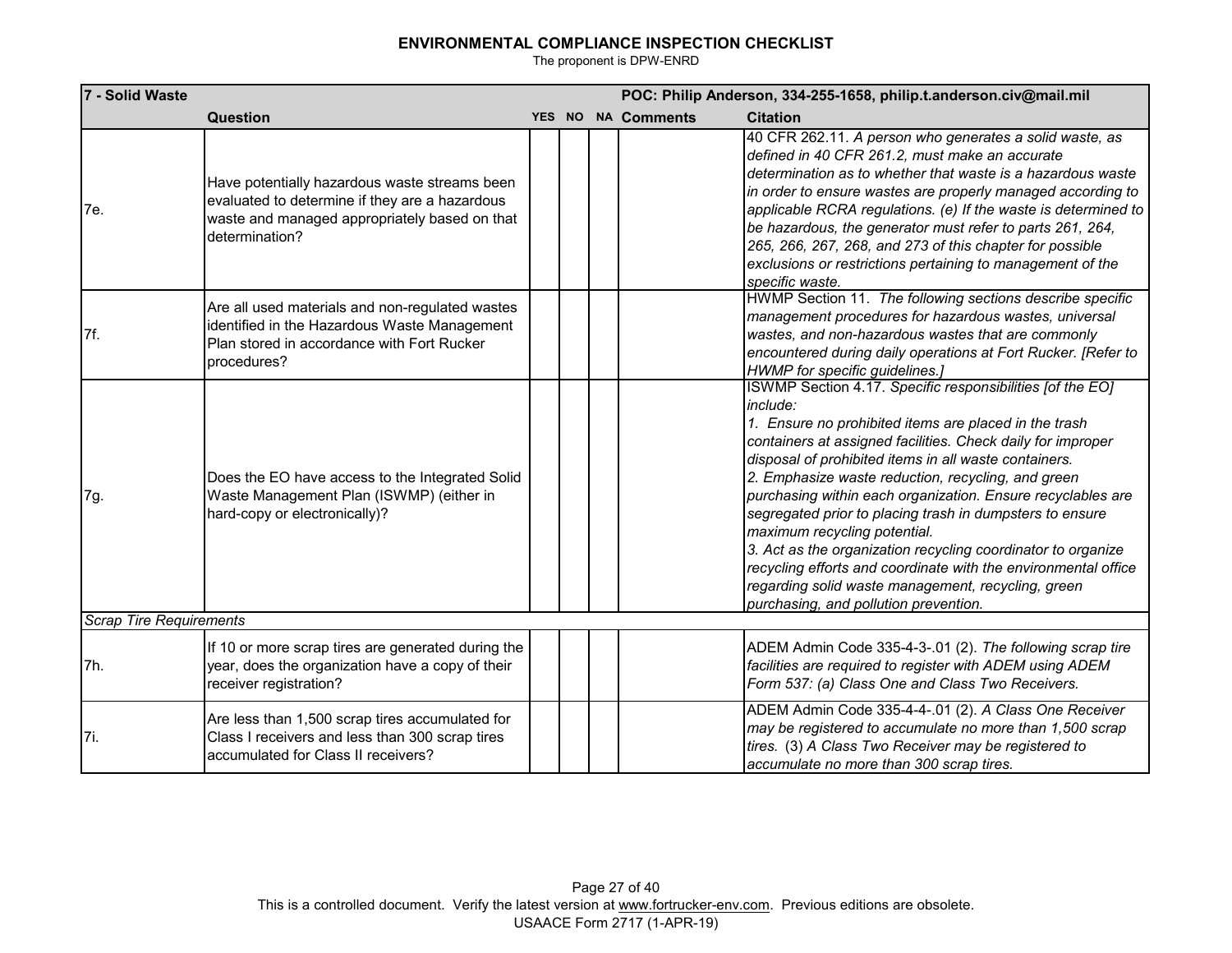# ENVIRONMENTAL COMPLIANCE INSPECTION CHECKLIST

The proponent is DPW-ENRD

| 7 - Solid Waste | | | | | | POC: Philip Anderson, 334-255-1658, philip.t.anderson.civ@mail.mil |
|---|---|---|---|---|---|---|
| | **Question** | **YES** | **NO** | **NA** | **Comments** | **Citation** |
| 7e. | Have potentially hazardous waste streams been evaluated to determine if they are a hazardous waste and managed appropriately based on that determination? | | | | | 40 CFR 262.11. *A person who generates a solid waste, as defined in 40 CFR 261.2, must make an accurate determination as to whether that waste is a hazardous waste in order to ensure wastes are properly managed according to applicable RCRA regulations. (e) If the waste is determined to be hazardous, the generator must refer to parts 261, 264, 265, 266, 267, 268, and 273 of this chapter for possible exclusions or restrictions pertaining to management of the specific waste.* |
| 7f. | Are all used materials and non-regulated wastes identified in the Hazardous Waste Management Plan stored in accordance with Fort Rucker procedures? | | | | | HWMP Section 11. *The following sections describe specific management procedures for hazardous wastes, universal wastes, and non-hazardous wastes that are commonly encountered during daily operations at Fort Rucker. [Refer to HWMP for specific guidelines.]* |
| 7g. | Does the EO have access to the Integrated Solid Waste Management Plan (ISWMP) (either in hard-copy or electronically)? | | | | | ISWMP Section 4.17. *Specific responsibilities [of the EO] include:* <br> *1. Ensure no prohibited items are placed in the trash containers at assigned facilities. Check daily for improper disposal of prohibited items in all waste containers.* <br> *2. Emphasize waste reduction, recycling, and green purchasing within each organization. Ensure recyclables are segregated prior to placing trash in dumpsters to ensure maximum recycling potential.* <br> *3. Act as the organization recycling coordinator to organize recycling efforts and coordinate with the environmental office regarding solid waste management, recycling, green purchasing, and pollution prevention.* |
| *Scrap Tire Requirements* | | | | | | |
| 7h. | If 10 or more scrap tires are generated during the year, does the organization have a copy of their receiver registration? | | | | | ADEM Admin Code 335-4-3-.01 (2). *The following scrap tire facilities are required to register with ADEM using ADEM Form 537: (a) Class One and Class Two Receivers.* |
| 7i. | Are less than 1,500 scrap tires accumulated for Class I receivers and less than 300 scrap tires accumulated for Class II receivers? | | | | | ADEM Admin Code 335-4-4-.01 (2). *A Class One Receiver may be registered to accumulate no more than 1,500 scrap tires.* (3) *A Class Two Receiver may be registered to accumulate no more than 300 scrap tires.* |

This is a controlled document. Verify the latest version at www.fortrucker-env.com. Previous editions are obsolete.
USAACE Form 2717 (1-APR-19)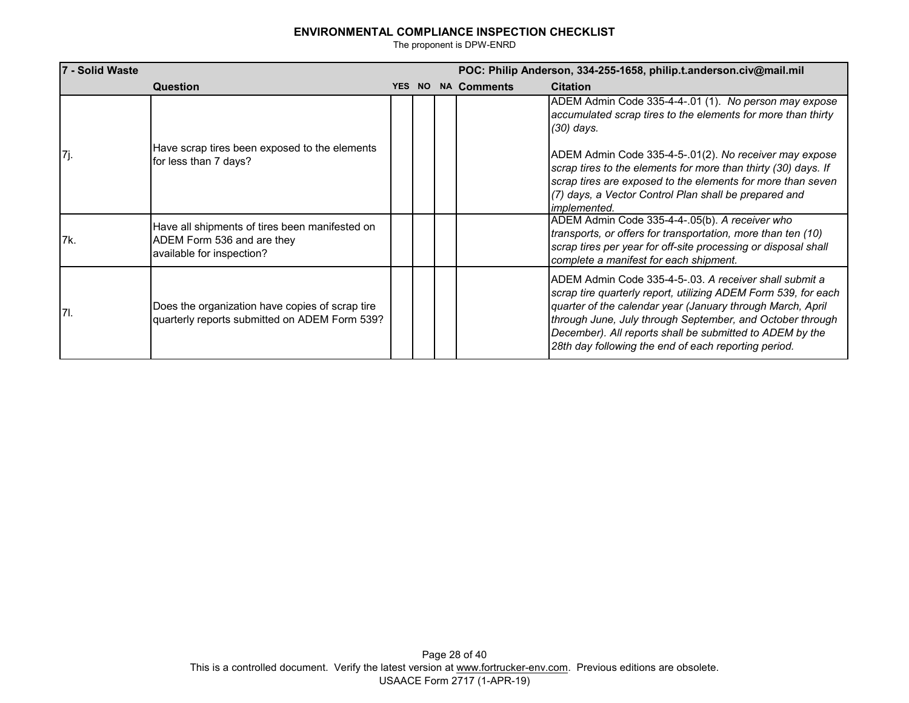## ENVIRONMENTAL COMPLIANCE INSPECTION CHECKLIST

The proponent is DPW-ENRD

| 7 - Solid Waste | | | | | POC: Philip Anderson, 334-255-1658, philip.t.anderson.civ@mail.mil | |
|---|---|---|---|---|---|---|
| | **Question** | **YES** | **NO** | **NA** | **Comments** | **Citation** |
| 7j. | Have scrap tires been exposed to the elements for less than 7 days? | | | | | ADEM Admin Code 335-4-4-.01 (1). *No person may expose accumulated scrap tires to the elements for more than thirty (30) days.*<br><br>ADEM Admin Code 335-4-5-.01(2). *No receiver may expose scrap tires to the elements for more than thirty (30) days. If scrap tires are exposed to the elements for more than seven (7) days, a Vector Control Plan shall be prepared and implemented.* |
| 7k. | Have all shipments of tires been manifested on ADEM Form 536 and are they available for inspection? | | | | | ADEM Admin Code 335-4-4-.05(b). *A receiver who transports, or offers for transportation, more than ten (10) scrap tires per year for off-site processing or disposal shall complete a manifest for each shipment.* |
| 7l. | Does the organization have copies of scrap tire quarterly reports submitted on ADEM Form 539? | | | | | ADEM Admin Code 335-4-5-.03. *A receiver shall submit a scrap tire quarterly report, utilizing ADEM Form 539, for each quarter of the calendar year (January through March, April through June, July through September, and October through December). All reports shall be submitted to ADEM by the 28th day following the end of each reporting period.* |

This is a controlled document. Verify the latest version at www.fortrucker-env.com. Previous editions are obsolete.
USAACE Form 2717 (1-APR-19)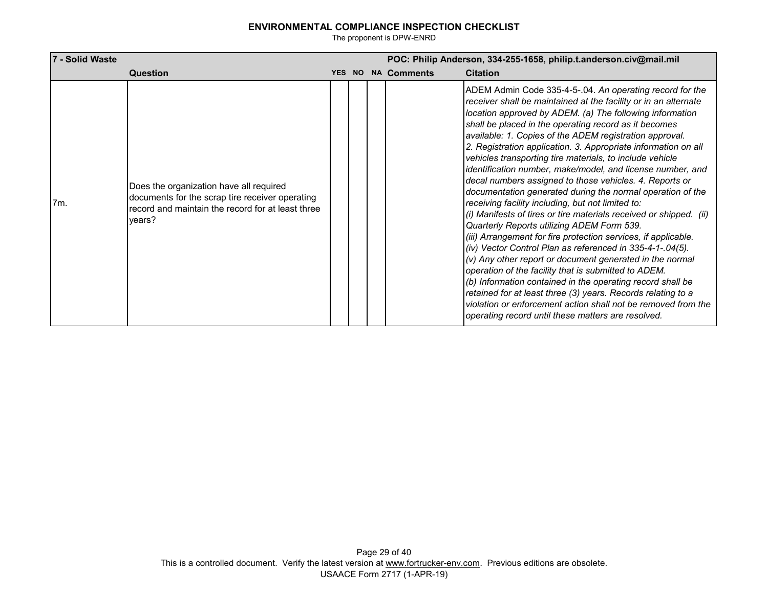# ENVIRONMENTAL COMPLIANCE INSPECTION CHECKLIST

The proponent is DPW-ENRD

| 7 - Solid Waste | | | | | | POC: Philip Anderson, 334-255-1658, philip.t.anderson.civ@mail.mil |
|---|---|---|---|---|---|---|
| | **Question** | **YES** | **NO** | **NA** | **Comments** | **Citation** |
| 7m. | Does the organization have all required documents for the scrap tire receiver operating record and maintain the record for at least three years? | | | | | ADEM Admin Code 335-4-5-.04. *An operating record for the receiver shall be maintained at the facility or in an alternate location approved by ADEM. (a) The following information shall be placed in the operating record as it becomes available: 1. Copies of the ADEM registration approval. 2. Registration application. 3. Appropriate information on all vehicles transporting tire materials, to include vehicle identification number, make/model, and license number, and decal numbers assigned to those vehicles. 4. Reports or documentation generated during the normal operation of the receiving facility including, but not limited to: (i) Manifests of tires or tire materials received or shipped. (ii) Quarterly Reports utilizing ADEM Form 539. (iii) Arrangement for fire protection services, if applicable. (iv) Vector Control Plan as referenced in 335-4-1-.04(5). (v) Any other report or document generated in the normal operation of the facility that is submitted to ADEM. (b) Information contained in the operating record shall be retained for at least three (3) years. Records relating to a violation or enforcement action shall not be removed from the operating record until these matters are resolved.* |

This is a controlled document. Verify the latest version at www.fortrucker-env.com. Previous editions are obsolete.

USAACE Form 2717 (1-APR-19)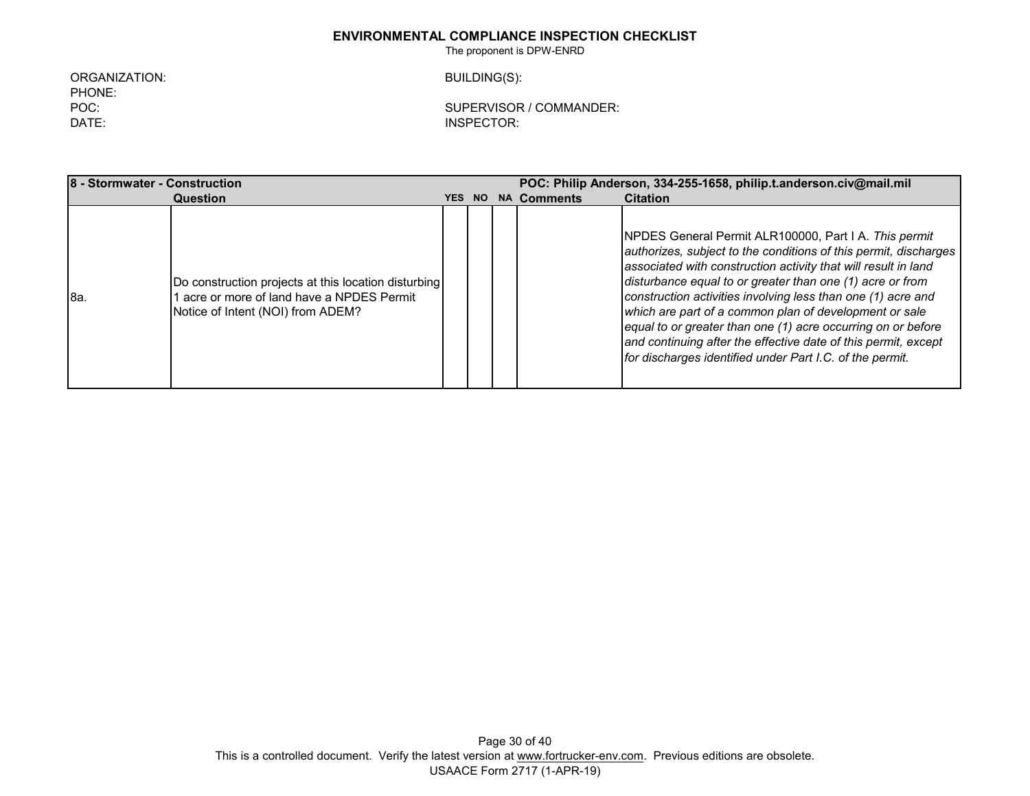**ENVIRONMENTAL COMPLIANCE INSPECTION CHECKLIST**

The proponent is DPW-ENRD

ORGANIZATION:
PHONE:
POC:
DATE:

BUILDING(S):

SUPERVISOR / COMMANDER:
INSPECTOR:

| **8 - Stormwater - Construction** | | | | | **POC: Philip Anderson, 334-255-1658, philip.t.anderson.civ@mail.mil** | |
|---|---|---|---|---|---|---|
| | **Question** | **YES** | **NO** | **NA** | **Comments** | **Citation** |
| 8a. | Do construction projects at this location disturbing 1 acre or more of land have a NPDES Permit Notice of Intent (NOI) from ADEM? | | | | | NPDES General Permit ALR100000, Part I A. *This permit authorizes, subject to the conditions of this permit, discharges associated with construction activity that will result in land disturbance equal to or greater than one (1) acre or from construction activities involving less than one (1) acre and which are part of a common plan of development or sale equal to or greater than one (1) acre occurring on or before and continuing after the effective date of this permit, except for discharges identified under Part I.C. of the permit.* |

This is a controlled document. Verify the latest version at www.fortrucker-env.com. Previous editions are obsolete.
USAACE Form 2717 (1-APR-19)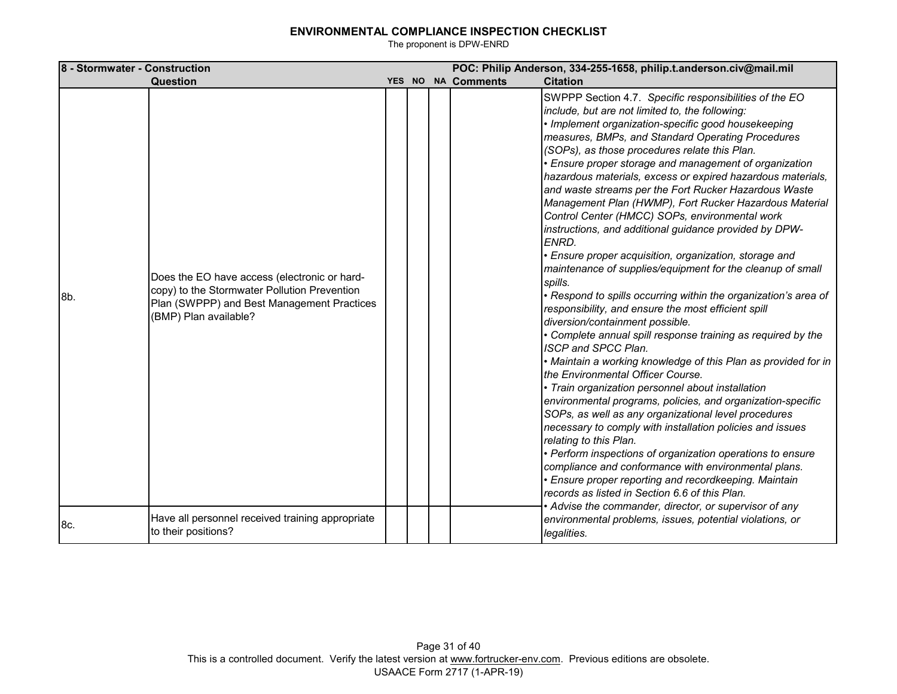# ENVIRONMENTAL COMPLIANCE INSPECTION CHECKLIST

The proponent is DPW-ENRD

| 8 - Stormwater - Construction | | | | | | POC: Philip Anderson, 334-255-1658, philip.t.anderson.civ@mail.mil |
|---|---|---|---|---|---|---|
| | **Question** | **YES** | **NO** | **NA** | **Comments** | **Citation** |
| 8b. | Does the EO have access (electronic or hard-copy) to the Stormwater Pollution Prevention Plan (SWPPP) and Best Management Practices (BMP) Plan available? | | | | | SWPPP Section 4.7. *Specific responsibilities of the EO include, but are not limited to, the following:* *• Implement organization-specific good housekeeping measures, BMPs, and Standard Operating Procedures (SOPs), as those procedures relate this Plan.* *• Ensure proper storage and management of organization hazardous materials, excess or expired hazardous materials, and waste streams per the Fort Rucker Hazardous Waste Management Plan (HWMP), Fort Rucker Hazardous Material Control Center (HMCC) SOPs, environmental work instructions, and additional guidance provided by DPW-ENRD.* *• Ensure proper acquisition, organization, storage and maintenance of supplies/equipment for the cleanup of small spills.* *• Respond to spills occurring within the organization's area of responsibility, and ensure the most efficient spill diversion/containment possible.* *• Complete annual spill response training as required by the ISCP and SPCC Plan.* *• Maintain a working knowledge of this Plan as provided for in the Environmental Officer Course.* *• Train organization personnel about installation environmental programs, policies, and organization-specific SOPs, as well as any organizational level procedures necessary to comply with installation policies and issues relating to this Plan.* *• Perform inspections of organization operations to ensure compliance and conformance with environmental plans.* *• Ensure proper reporting and recordkeeping. Maintain records as listed in Section 6.6 of this Plan.* *• Advise the commander, director, or supervisor of any environmental problems, issues, potential violations, or legalities.* |
| 8c. | Have all personnel received training appropriate to their positions? | | | | | |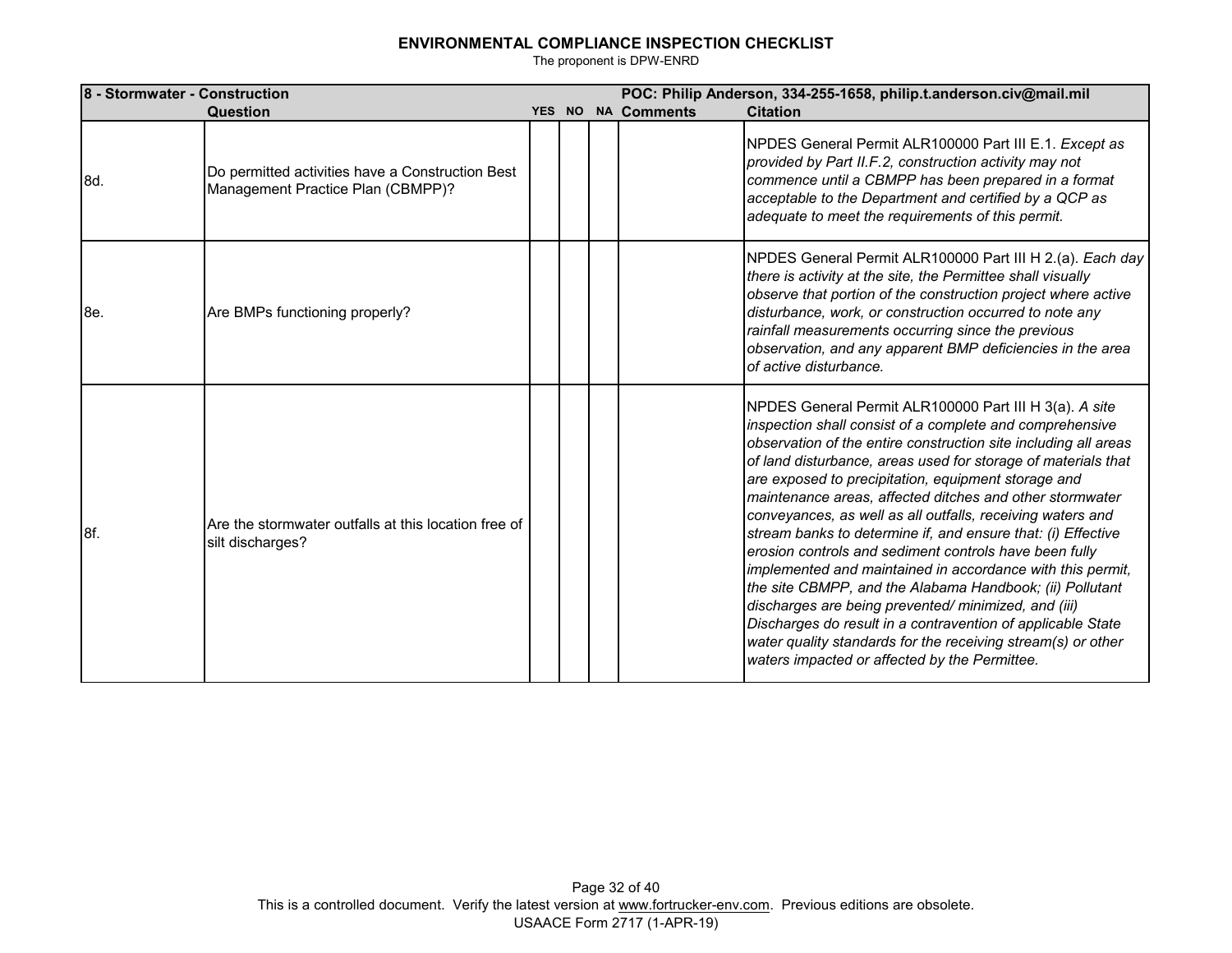# ENVIRONMENTAL COMPLIANCE INSPECTION CHECKLIST

The proponent is DPW-ENRD

| 8 - Stormwater - Construction | | | | | POC: Philip Anderson, 334-255-1658, philip.t.anderson.civ@mail.mil | |
|---|---|---|---|---|---|---|
| | **Question** | **YES** | **NO** | **NA** | **Comments** | **Citation** |
| 8d. | Do permitted activities have a Construction Best Management Practice Plan (CBMPP)? | | | | | NPDES General Permit ALR100000 Part III E.1. *Except as provided by Part II.F.2, construction activity may not commence until a CBMPP has been prepared in a format acceptable to the Department and certified by a QCP as adequate to meet the requirements of this permit.* |
| 8e. | Are BMPs functioning properly? | | | | | NPDES General Permit ALR100000 Part III H 2.(a). *Each day there is activity at the site, the Permittee shall visually observe that portion of the construction project where active disturbance, work, or construction occurred to note any rainfall measurements occurring since the previous observation, and any apparent BMP deficiencies in the area of active disturbance.* |
| 8f. | Are the stormwater outfalls at this location free of silt discharges? | | | | | NPDES General Permit ALR100000 Part III H 3(a). *A site inspection shall consist of a complete and comprehensive observation of the entire construction site including all areas of land disturbance, areas used for storage of materials that are exposed to precipitation, equipment storage and maintenance areas, affected ditches and other stormwater conveyances, as well as all outfalls, receiving waters and stream banks to determine if, and ensure that: (i) Effective erosion controls and sediment controls have been fully implemented and maintained in accordance with this permit, the site CBMPP, and the Alabama Handbook; (ii) Pollutant discharges are being prevented/ minimized, and (iii) Discharges do result in a contravention of applicable State water quality standards for the receiving stream(s) or other waters impacted or affected by the Permittee.* |

This is a controlled document. Verify the latest version at www.fortrucker-env.com. Previous editions are obsolete.

USAACE Form 2717 (1-APR-19)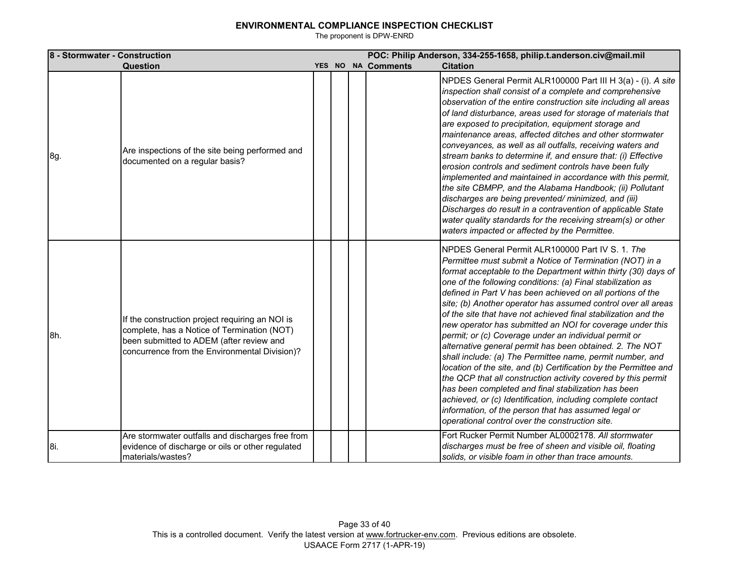# ENVIRONMENTAL COMPLIANCE INSPECTION CHECKLIST

The proponent is DPW-ENRD

| 8 - Stormwater - Construction | | | | | POC: Philip Anderson, 334-255-1658, philip.t.anderson.civ@mail.mil | |
|---|---|---|---|---|---|---|
| | **Question** | **YES** | **NO** | **NA** | **Comments** | **Citation** |
| 8g. | Are inspections of the site being performed and documented on a regular basis? | | | | | NPDES General Permit ALR100000 Part III H 3(a) - (i). *A site inspection shall consist of a complete and comprehensive observation of the entire construction site including all areas of land disturbance, areas used for storage of materials that are exposed to precipitation, equipment storage and maintenance areas, affected ditches and other stormwater conveyances, as well as all outfalls, receiving waters and stream banks to determine if, and ensure that: (i) Effective erosion controls and sediment controls have been fully implemented and maintained in accordance with this permit, the site CBMPP, and the Alabama Handbook; (ii) Pollutant discharges are being prevented/ minimized, and (iii) Discharges do result in a contravention of applicable State water quality standards for the receiving stream(s) or other waters impacted or affected by the Permittee.* |
| 8h. | If the construction project requiring an NOI is complete, has a Notice of Termination (NOT) been submitted to ADEM (after review and concurrence from the Environmental Division)? | | | | | NPDES General Permit ALR100000 Part IV S. 1. *The Permittee must submit a Notice of Termination (NOT) in a format acceptable to the Department within thirty (30) days of one of the following conditions: (a) Final stabilization as defined in Part V has been achieved on all portions of the site; (b) Another operator has assumed control over all areas of the site that have not achieved final stabilization and the new operator has submitted an NOI for coverage under this permit; or (c) Coverage under an individual permit or alternative general permit has been obtained. 2. The NOT shall include: (a) The Permittee name, permit number, and location of the site, and (b) Certification by the Permittee and the QCP that all construction activity covered by this permit has been completed and final stabilization has been achieved, or (c) Identification, including complete contact information, of the person that has assumed legal or operational control over the construction site.* |
| 8i. | Are stormwater outfalls and discharges free from evidence of discharge or oils or other regulated materials/wastes? | | | | | Fort Rucker Permit Number AL0002178. *All stormwater discharges must be free of sheen and visible oil, floating solids, or visible foam in other than trace amounts.* |

This is a controlled document. Verify the latest version at www.fortrucker-env.com. Previous editions are obsolete.
USAACE Form 2717 (1-APR-19)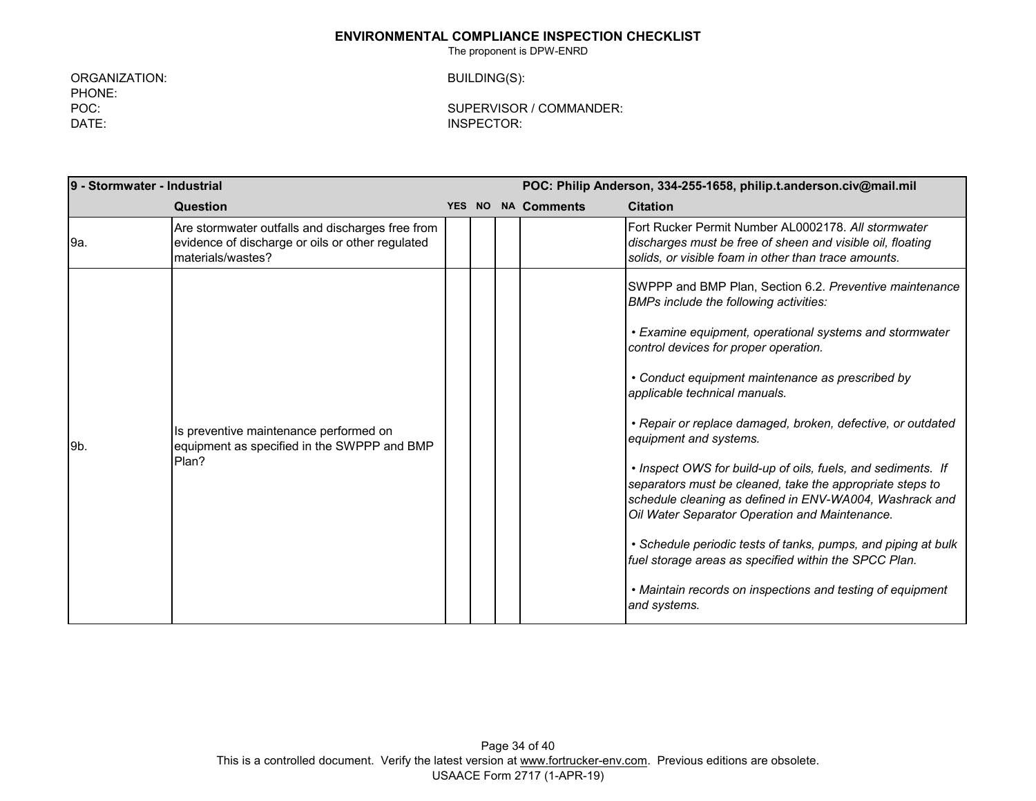# ENVIRONMENTAL COMPLIANCE INSPECTION CHECKLIST

The proponent is DPW-ENRD

ORGANIZATION:
PHONE:
POC:
DATE:

BUILDING(S):

SUPERVISOR / COMMANDER:
INSPECTOR:

| 9 - Stormwater - Industrial | | | | | | POC: Philip Anderson, 334-255-1658, philip.t.anderson.civ@mail.mil |
|---|---|---|---|---|---|---|
| | **Question** | **YES** | **NO** | **NA** | **Comments** | **Citation** |
| 9a. | Are stormwater outfalls and discharges free from evidence of discharge or oils or other regulated materials/wastes? | | | | | Fort Rucker Permit Number AL0002178. *All stormwater discharges must be free of sheen and visible oil, floating solids, or visible foam in other than trace amounts.* |
| 9b. | Is preventive maintenance performed on equipment as specified in the SWPPP and BMP Plan? | | | | | SWPPP and BMP Plan, Section 6.2. *Preventive maintenance BMPs include the following activities:* <br><br> *• Examine equipment, operational systems and stormwater control devices for proper operation.* <br><br> *• Conduct equipment maintenance as prescribed by applicable technical manuals.* <br><br> *• Repair or replace damaged, broken, defective, or outdated equipment and systems.* <br><br> *• Inspect OWS for build-up of oils, fuels, and sediments. If separators must be cleaned, take the appropriate steps to schedule cleaning as defined in ENV-WA004, Washrack and Oil Water Separator Operation and Maintenance.* <br><br> *• Schedule periodic tests of tanks, pumps, and piping at bulk fuel storage areas as specified within the SPCC Plan.* <br><br> *• Maintain records on inspections and testing of equipment and systems.* |

This is a controlled document. Verify the latest version at www.fortrucker-env.com. Previous editions are obsolete.
USAACE Form 2717 (1-APR-19)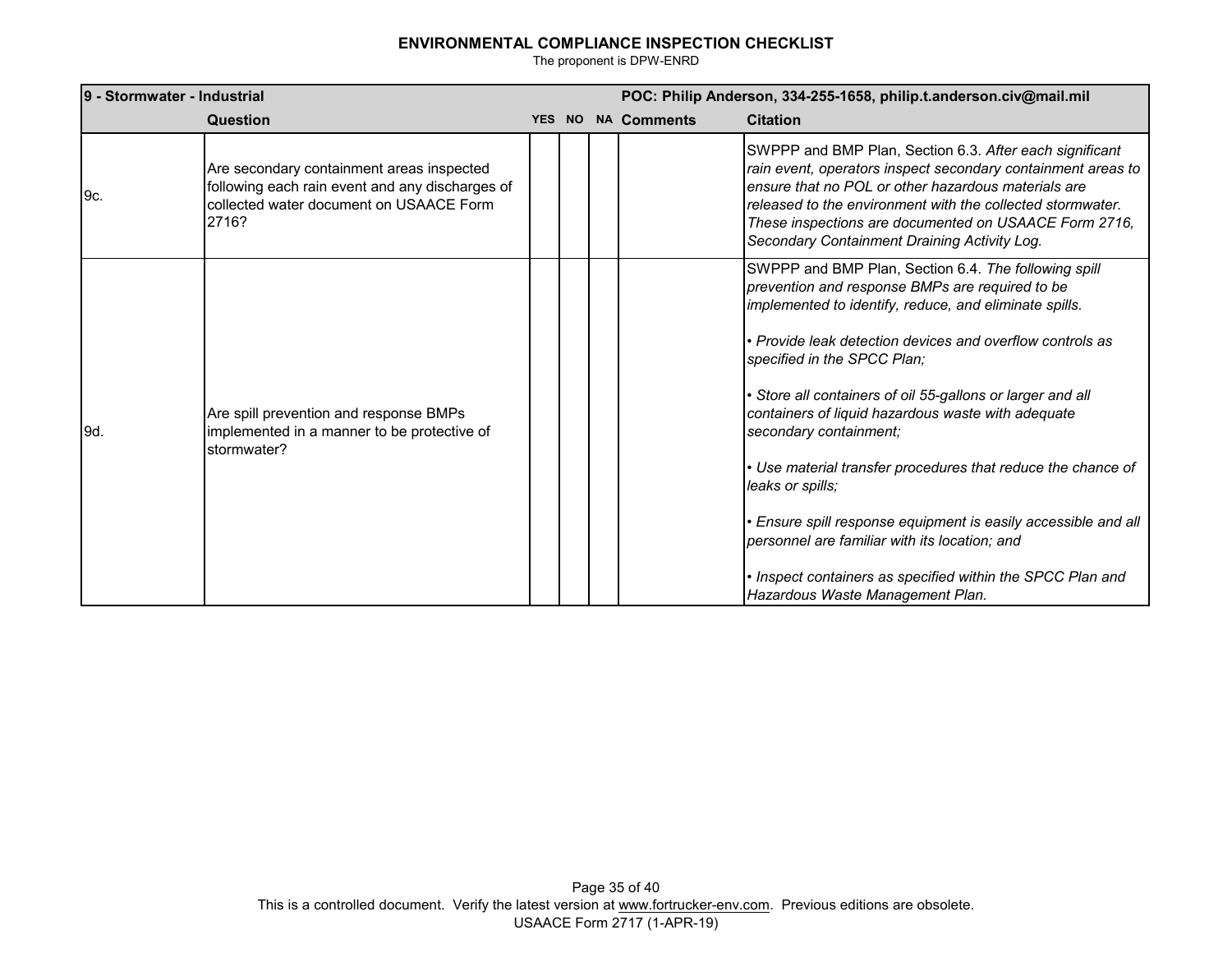## ENVIRONMENTAL COMPLIANCE INSPECTION CHECKLIST

The proponent is DPW-ENRD

| 9 - Stormwater - Industrial | | | | | POC: Philip Anderson, 334-255-1658, philip.t.anderson.civ@mail.mil | |
|---|---|---|---|---|---|---|
| | **Question** | **YES** | **NO** | **NA** | **Comments** | **Citation** |
| 9c. | Are secondary containment areas inspected following each rain event and any discharges of collected water document on USAACE Form 2716? | | | | | SWPPP and BMP Plan, Section 6.3. *After each significant rain event, operators inspect secondary containment areas to ensure that no POL or other hazardous materials are released to the environment with the collected stormwater. These inspections are documented on USAACE Form 2716, Secondary Containment Draining Activity Log.* |
| 9d. | Are spill prevention and response BMPs implemented in a manner to be protective of stormwater? | | | | | SWPPP and BMP Plan, Section 6.4. *The following spill prevention and response BMPs are required to be implemented to identify, reduce, and eliminate spills.*<br><br>*• Provide leak detection devices and overflow controls as specified in the SPCC Plan;*<br><br>*• Store all containers of oil 55-gallons or larger and all containers of liquid hazardous waste with adequate secondary containment;*<br><br>*• Use material transfer procedures that reduce the chance of leaks or spills;*<br><br>*• Ensure spill response equipment is easily accessible and all personnel are familiar with its location; and*<br><br>*• Inspect containers as specified within the SPCC Plan and Hazardous Waste Management Plan.* |

This is a controlled document. Verify the latest version at www.fortrucker-env.com. Previous editions are obsolete.
USAACE Form 2717 (1-APR-19)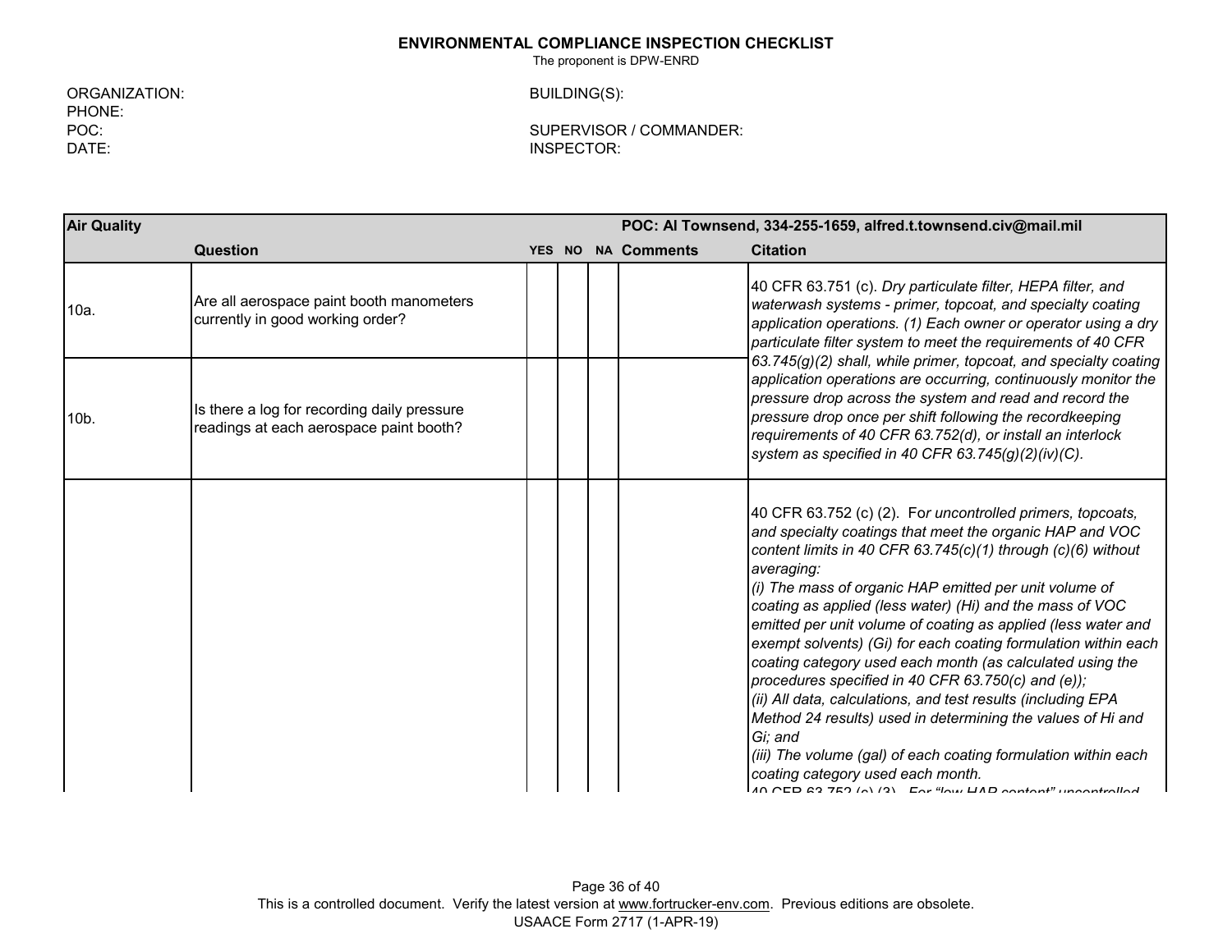**ENVIRONMENTAL COMPLIANCE INSPECTION CHECKLIST**
The proponent is DPW-ENRD

ORGANIZATION:
PHONE:
POC:
DATE:

BUILDING(S):

SUPERVISOR / COMMANDER:
INSPECTOR:

| **Air Quality** | | | | | | **POC: Al Townsend, 334-255-1659, alfred.t.townsend.civ@mail.mil** |
|---|---|---|---|---|---|---|
| | **Question** | **YES** | **NO** | **NA** | **Comments** | **Citation** |
| 10a. | Are all aerospace paint booth manometers currently in good working order? | | | | | 40 CFR 63.751 (c). *Dry particulate filter, HEPA filter, and waterwash systems - primer, topcoat, and specialty coating application operations. (1) Each owner or operator using a dry particulate filter system to meet the requirements of 40 CFR 63.745(g)(2) shall, while primer, topcoat, and specialty coating application operations are occurring, continuously monitor the pressure drop across the system and read and record the pressure drop once per shift following the recordkeeping requirements of 40 CFR 63.752(d), or install an interlock system as specified in 40 CFR 63.745(g)(2)(iv)(C).* |
| 10b. | Is there a log for recording daily pressure readings at each aerospace paint booth? | | | | | |
| | | | | | | 40 CFR 63.752 (c) (2). F*or uncontrolled primers, topcoats, and specialty coatings that meet the organic HAP and VOC content limits in 40 CFR 63.745(c)(1) through (c)(6) without averaging:*<br>*(i) The mass of organic HAP emitted per unit volume of coating as applied (less water) (Hi) and the mass of VOC emitted per unit volume of coating as applied (less water and exempt solvents) (Gi) for each coating formulation within each coating category used each month (as calculated using the procedures specified in 40 CFR 63.750(c) and (e));*<br>*(ii) All data, calculations, and test results (including EPA Method 24 results) used in determining the values of Hi and Gi; and*<br>*(iii) The volume (gal) of each coating formulation within each coating category used each month.*<br>40 CFR 63.752 (c) (3). *For "low HAP content" uncontrolled* |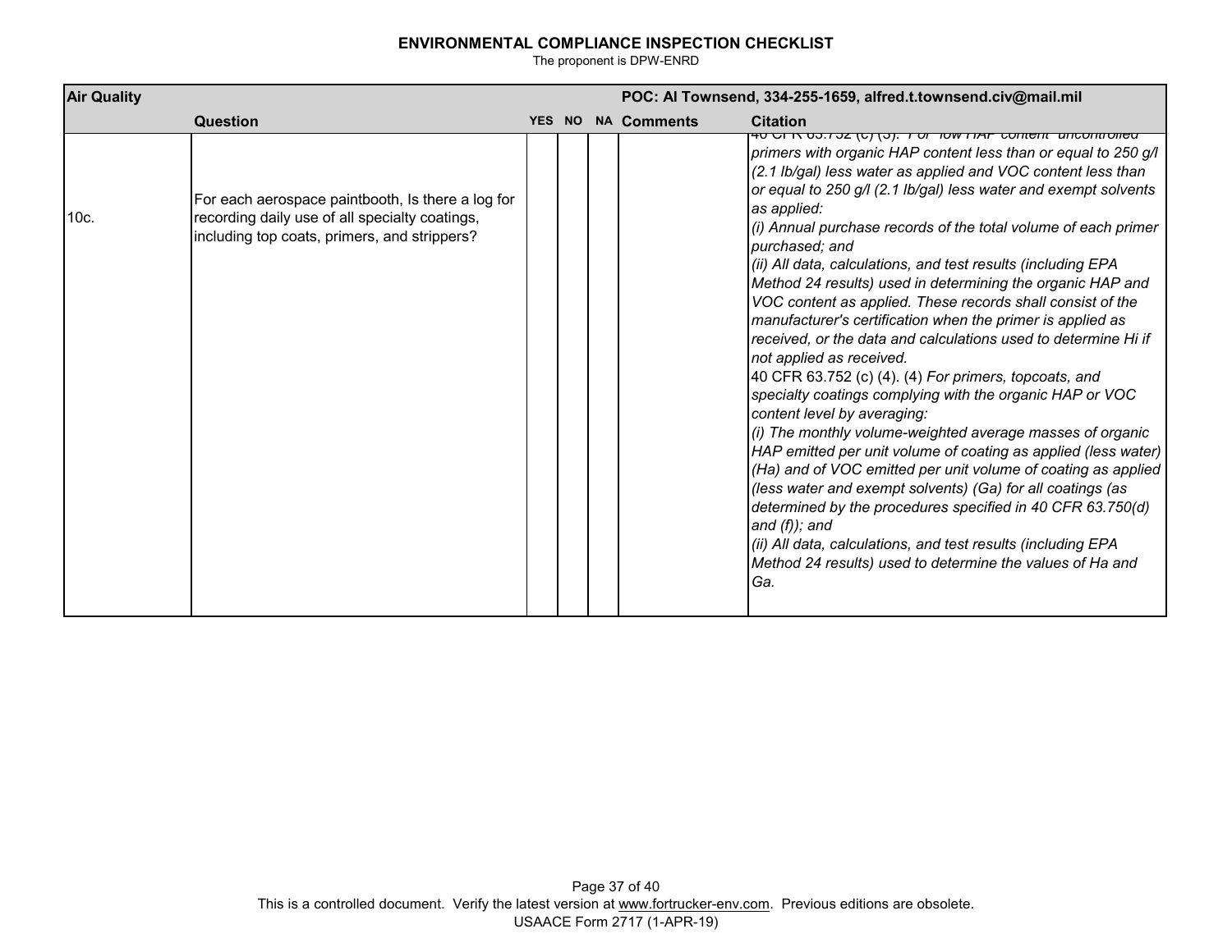# ENVIRONMENTAL COMPLIANCE INSPECTION CHECKLIST

The proponent is DPW-ENRD

| Air Quality | | | | | POC: Al Townsend, 334-255-1659, alfred.t.townsend.civ@mail.mil | |
|---|---|---|---|---|---|---|
| | **Question** | **YES** | **NO** | **NA** | **Comments** | **Citation** |
| 10c. | For each aerospace paintbooth, Is there a log for recording daily use of all specialty coatings, including top coats, primers, and strippers? | | | | | 40 CFR 63.752 (c) (3). *For "low HAP content" uncontrolled primers with organic HAP content less than or equal to 250 g/l (2.1 lb/gal) less water as applied and VOC content less than or equal to 250 g/l (2.1 lb/gal) less water and exempt solvents as applied:* <br> *(i) Annual purchase records of the total volume of each primer purchased; and* <br> *(ii) All data, calculations, and test results (including EPA Method 24 results) used in determining the organic HAP and VOC content as applied. These records shall consist of the manufacturer's certification when the primer is applied as received, or the data and calculations used to determine Hi if not applied as received.* <br> 40 CFR 63.752 (c) (4). (4) *For primers, topcoats, and specialty coatings complying with the organic HAP or VOC content level by averaging:* <br> *(i) The monthly volume-weighted average masses of organic HAP emitted per unit volume of coating as applied (less water) (Ha) and of VOC emitted per unit volume of coating as applied (less water and exempt solvents) (Ga) for all coatings (as determined by the procedures specified in 40 CFR 63.750(d) and (f)); and* <br> *(ii) All data, calculations, and test results (including EPA Method 24 results) used to determine the values of Ha and Ga.* |

This is a controlled document. Verify the latest version at www.fortrucker-env.com. Previous editions are obsolete.
USAACE Form 2717 (1-APR-19)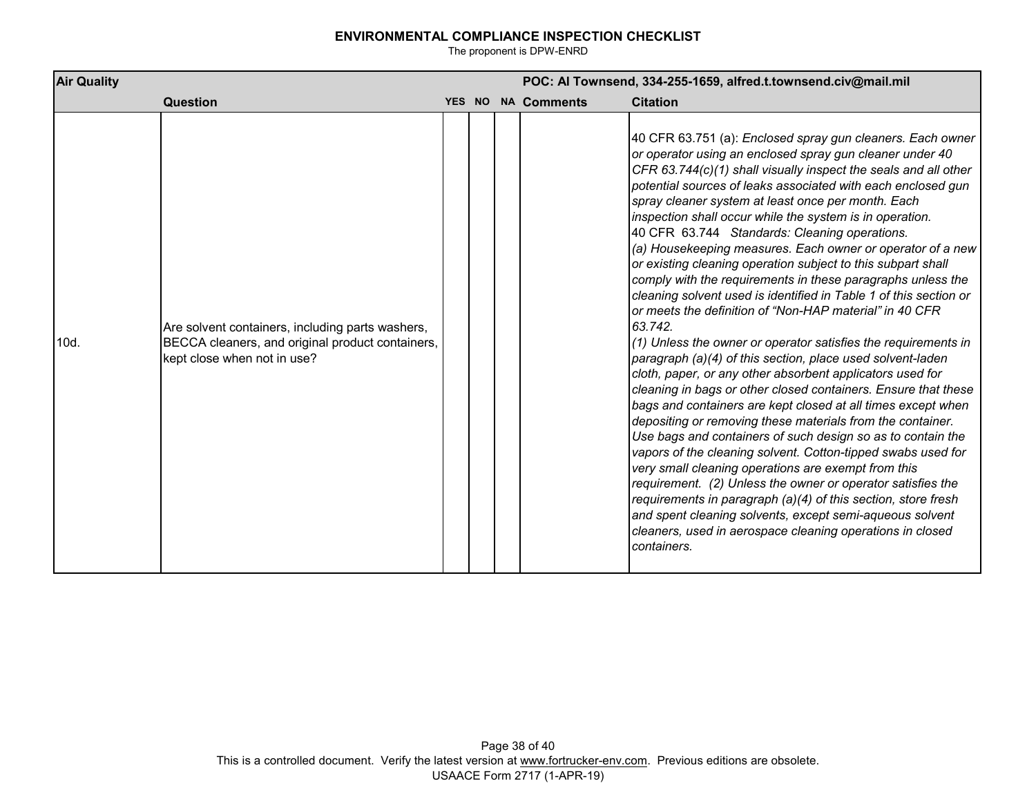**ENVIRONMENTAL COMPLIANCE INSPECTION CHECKLIST**

The proponent is DPW-ENRD

| **Air Quality** | | | | | **POC: Al Townsend, 334-255-1659, alfred.t.townsend.civ@mail.mil** | |
|---|---|---|---|---|---|---|
| | **Question** | **YES** | **NO** | **NA** | **Comments** | **Citation** |
| 10d. | Are solvent containers, including parts washers, BECCA cleaners, and original product containers, kept close when not in use? | | | | | 40 CFR 63.751 (a): *Enclosed spray gun cleaners. Each owner or operator using an enclosed spray gun cleaner under 40 CFR 63.744(c)(1) shall visually inspect the seals and all other potential sources of leaks associated with each enclosed gun spray cleaner system at least once per month. Each inspection shall occur while the system is in operation.* 40 CFR 63.744 *Standards: Cleaning operations. (a) Housekeeping measures. Each owner or operator of a new or existing cleaning operation subject to this subpart shall comply with the requirements in these paragraphs unless the cleaning solvent used is identified in Table 1 of this section or or meets the definition of "Non-HAP material" in 40 CFR 63.742. (1) Unless the owner or operator satisfies the requirements in paragraph (a)(4) of this section, place used solvent-laden cloth, paper, or any other absorbent applicators used for cleaning in bags or other closed containers. Ensure that these bags and containers are kept closed at all times except when depositing or removing these materials from the container. Use bags and containers of such design so as to contain the vapors of the cleaning solvent. Cotton-tipped swabs used for very small cleaning operations are exempt from this requirement. (2) Unless the owner or operator satisfies the requirements in paragraph (a)(4) of this section, store fresh and spent cleaning solvents, except semi-aqueous solvent cleaners, used in aerospace cleaning operations in closed containers.* |

This is a controlled document. Verify the latest version at www.fortrucker-env.com. Previous editions are obsolete.
USAACE Form 2717 (1-APR-19)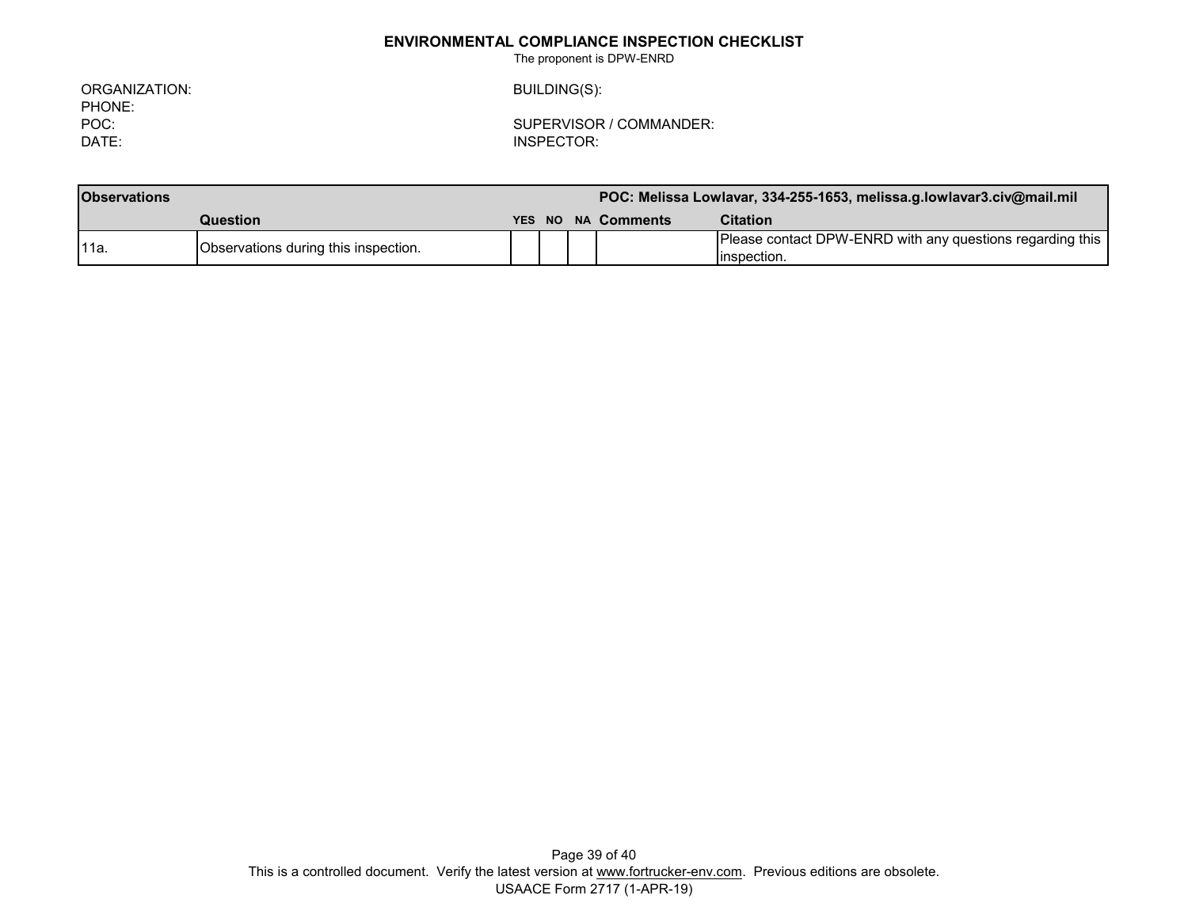**ENVIRONMENTAL COMPLIANCE INSPECTION CHECKLIST**

The proponent is DPW-ENRD

ORGANIZATION:
PHONE:
POC:
DATE:

BUILDING(S):

SUPERVISOR / COMMANDER:
INSPECTOR:

| **Observations** | | | | | **POC: Melissa Lowlavar, 334-255-1653, melissa.g.lowlavar3.civ@mail.mil** | |
|---|---|---|---|---|---|---|
| | **Question** | **YES** | **NO** | **NA** | **Comments** | **Citation** |
| 11a. | Observations during this inspection. | | | | | Please contact DPW-ENRD with any questions regarding this inspection. |

This is a controlled document. Verify the latest version at www.fortrucker-env.com. Previous editions are obsolete.
USAACE Form 2717 (1-APR-19)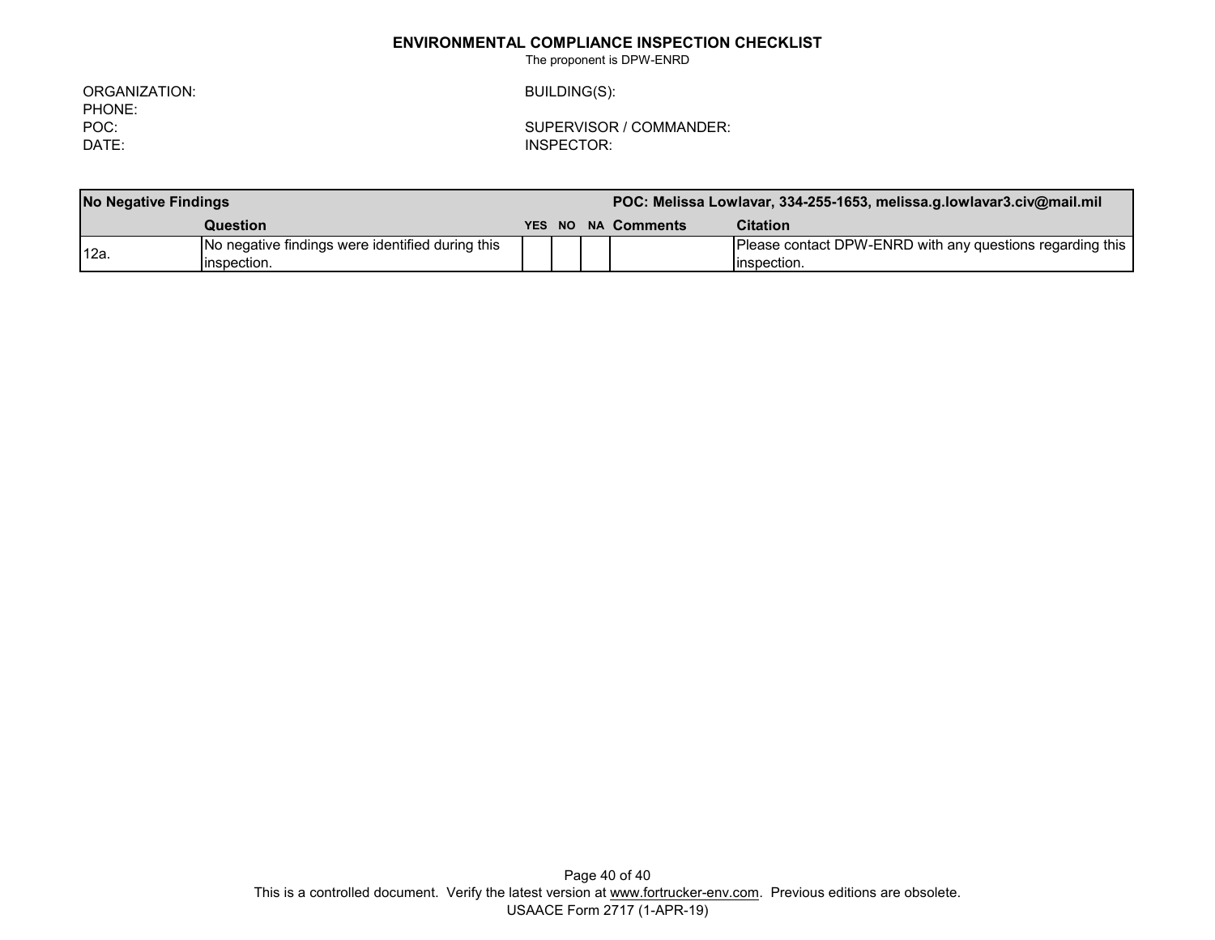**ENVIRONMENTAL COMPLIANCE INSPECTION CHECKLIST**

The proponent is DPW-ENRD

ORGANIZATION:
PHONE:
POC:
DATE:

BUILDING(S):

SUPERVISOR / COMMANDER:
INSPECTOR:

| No Negative Findings | | | | | POC: Melissa Lowlavar, 334-255-1653, melissa.g.lowlavar3.civ@mail.mil | |
|---|---|---|---|---|---|---|
| | **Question** | **YES** | **NO** | **NA** | **Comments** | **Citation** |
| 12a. | No negative findings were identified during this inspection. | | | | | Please contact DPW-ENRD with any questions regarding this inspection. |

This is a controlled document. Verify the latest version at www.fortrucker-env.com. Previous editions are obsolete.
USAACE Form 2717 (1-APR-19)